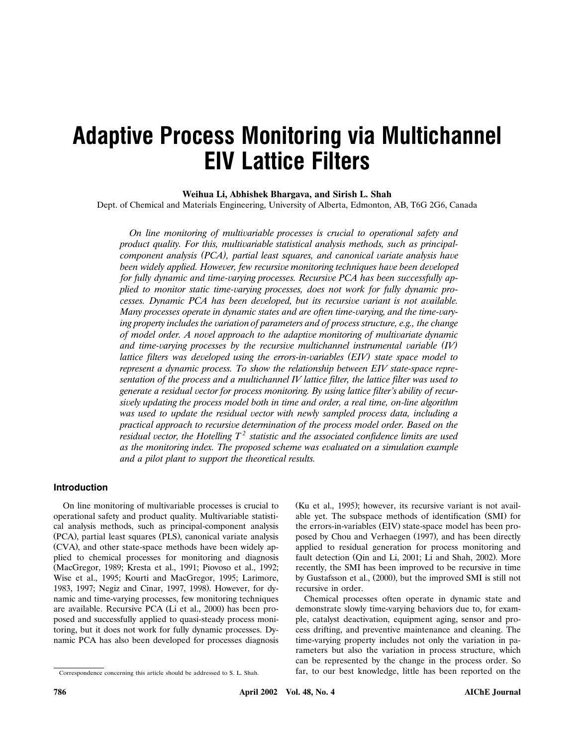# Adaptive Process Monitoring via Multichannel EIV Lattice Filters

**Weihua Li, Abhishek Bhargava, and Sirish L. Shah**

Dept. of Chemical and Materials Engineering, University of Alberta, Edmonton, AB, T6G 2G6, Canada

*On line monitoring of multivariable processes is crucial to operational safety and product quality. For this, multivariable statistical analysis methods, such as principal-component analysis (PCA), partial least squares, and canonical variate analysis have been widely applied. However, few recursive monitoring techniques have been developed for fully dynamic and time-varying processes. Recursive PCA has been successfully applied to monitor static time-varying processes, does not work for fully dynamic processes. Dynamic PCA has been developed, but its recursive variant is not available. Many processes operate in dynamic states and are often time-varying, and the time-varying property includes the variation of parameters and of process structure, e.g., the change of model order. A novel approach to the adaptive monitoring of multivariate dynamic and time-varying processes by the recursive multichannel instrumental variable (IV) lattice filters was developed using the errors-in-variables (EIV) state space model to represent a dynamic process. To show the relationship between EIV state-space representation of the process and a multichannel IV lattice filter, the lattice filter was used to generate a residual vector for process monitoring. By using lattice filter's ability of recursively updating the process model both in time and order, a real time, on-line algorithm was used to update the residual vector with newly sampled process data, including a practical approach to recursive determination of the process model order. Based on the residual vector, the Hotelling $T^2$ statistic and the associated confidence limits are used as the monitoring index. The proposed scheme was evaluated on a simulation example and a pilot plant to support the theoretical results.*

## Introduction

On line monitoring of multivariable processes is crucial to operational safety and product quality. Multivariable statistical analysis methods, such as principal-component analysis (PCA), partial least squares (PLS), canonical variate analysis (CVA), and other state-space methods have been widely applied to chemical processes for monitoring and diagnosis (MacGregor, 1989; Kresta et al., 1991; Piovoso et al., 1992; Wise et al., 1995; Kourti and MacGregor, 1995; Larimore, 1983, 1997; Negiz and Cinar, 1997, 1998). However, for dynamic and time-varying processes, few monitoring techniques are available. Recursive PCA (Li et al., 2000) has been proposed and successfully applied to quasi-steady process monitoring, but it does not work for fully dynamic processes. Dynamic PCA has also been developed for processes diagnosis (Ku et al., 1995); however, its recursive variant is not available yet. The subspace methods of identification (SMI) for the errors-in-variables (EIV) state-space model has been proposed by Chou and Verhaegen (1997), and has been directly applied to residual generation for process monitoring and fault detection (Qin and Li, 2001; Li and Shah, 2002). More recently, the SMI has been improved to be recursive in time by Gustafsson et al., (2000), but the improved SMI is still not recursive in order.

Chemical processes often operate in dynamic state and demonstrate slowly time-varying behaviors due to, for example, catalyst deactivation, equipment aging, sensor and process drifting, and preventive maintenance and cleaning. The time-varying property includes not only the variation in parameters but also the variation in process structure, which can be represented by the change in the process order. So far, to our best knowledge, little has been reported on the

Correspondence concerning this article should be addressed to S. L. Shah.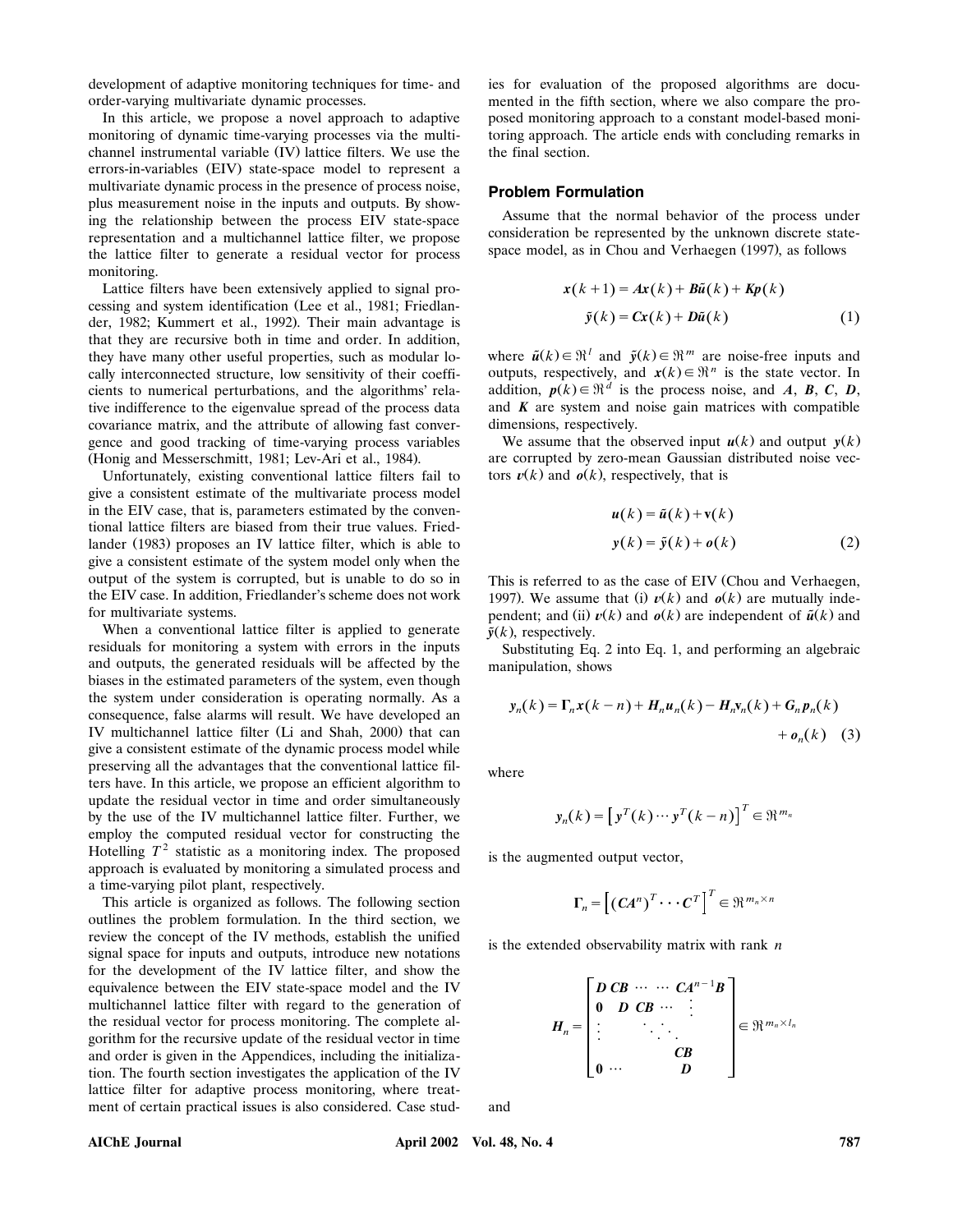development of adaptive monitoring techniques for time- and order-varying multivariate dynamic processes.

In this article, we propose a novel approach to adaptive monitoring of dynamic time-varying processes via the multichannel instrumental variable (IV) lattice filters. We use the errors-in-variables (EIV) state-space model to represent a multivariate dynamic process in the presence of process noise, plus measurement noise in the inputs and outputs. By showing the relationship between the process EIV state-space representation and a multichannel lattice filter, we propose the lattice filter to generate a residual vector for process monitoring.

Lattice filters have been extensively applied to signal processing and system identification (Lee et al., 1981; Friedlander, 1982; Kummert et al., 1992). Their main advantage is that they are recursive both in time and order. In addition, they have many other useful properties, such as modular locally interconnected structure, low sensitivity of their coefficients to numerical perturbations, and the algorithms' relative indifference to the eigenvalue spread of the process data covariance matrix, and the attribute of allowing fast convergence and good tracking of time-varying process variables (Honig and Messerschmitt, 1981; Lev-Ari et al., 1984).

Unfortunately, existing conventional lattice filters fail to give a consistent estimate of the multivariate process model in the EIV case, that is, parameters estimated by the conventional lattice filters are biased from their true values. Friedlander (1983) proposes an IV lattice filter, which is able to give a consistent estimate of the system model only when the output of the system is corrupted, but is unable to do so in the EIV case. In addition, Friedlander's scheme does not work for multivariate systems.

When a conventional lattice filter is applied to generate residuals for monitoring a system with errors in the inputs and outputs, the generated residuals will be affected by the biases in the estimated parameters of the system, even though the system under consideration is operating normally. As a consequence, false alarms will result. We have developed an IV multichannel lattice filter (Li and Shah, 2000) that can give a consistent estimate of the dynamic process model while preserving all the advantages that the conventional lattice filters have. In this article, we propose an efficient algorithm to update the residual vector in time and order simultaneously by the use of the IV multichannel lattice filter. Further, we employ the computed residual vector for constructing the Hotelling $T^2$ statistic as a monitoring index. The proposed approach is evaluated by monitoring a simulated process and a time-varying pilot plant, respectively.

This article is organized as follows. The following section outlines the problem formulation. In the third section, we review the concept of the IV methods, establish the unified signal space for inputs and outputs, introduce new notations for the development of the IV lattice filter, and show the equivalence between the EIV state-space model and the IV multichannel lattice filter with regard to the generation of the residual vector for process monitoring. The complete algorithm for the recursive update of the residual vector in time and order is given in the Appendices, including the initialization. The fourth section investigates the application of the IV lattice filter for adaptive process monitoring, where treatment of certain practical issues is also considered. Case studies for evaluation of the proposed algorithms are documented in the fifth section, where we also compare the proposed monitoring approach to a constant model-based monitoring approach. The article ends with concluding remarks in the final section.

## Problem Formulation

Assume that the normal behavior of the process under consideration be represented by the unknown discrete state-space model, as in Chou and Verhaegen (1997), as follows

$$\begin{aligned} \boldsymbol{x}(k+1) &= \boldsymbol{A}\boldsymbol{x}(k) + \boldsymbol{B}\tilde{\boldsymbol{u}}(k) + \boldsymbol{K}\boldsymbol{p}(k) \\ \tilde{\boldsymbol{y}}(k) &= \boldsymbol{C}\boldsymbol{x}(k) + \boldsymbol{D}\tilde{\boldsymbol{u}}(k) \end{aligned} \tag{1}$$

where $\tilde{\boldsymbol{u}}(k) \in \Re^{l}$ and $\tilde{\boldsymbol{y}}(k) \in \Re^{m}$ are noise-free inputs and outputs, respectively, and $\boldsymbol{x}(k) \in \Re^{n}$ is the state vector. In addition, $\boldsymbol{p}(k) \in \Re^{d}$ is the process noise, and $\boldsymbol{A}$, $\boldsymbol{B}$, $\boldsymbol{C}$, $\boldsymbol{D}$, and $\boldsymbol{K}$ are system and noise gain matrices with compatible dimensions, respectively.

We assume that the observed input $\boldsymbol{u}(k)$ and output $\boldsymbol{y}(k)$ are corrupted by zero-mean Gaussian distributed noise vectors $\boldsymbol{v}(k)$ and $\boldsymbol{o}(k)$, respectively, that is

$$\begin{aligned} \boldsymbol{u}(k) &= \tilde{\boldsymbol{u}}(k) + \mathbf{v}(k) \\ \boldsymbol{y}(k) &= \tilde{\boldsymbol{y}}(k) + \boldsymbol{o}(k) \end{aligned} \tag{2}$$

This is referred to as the case of EIV (Chou and Verhaegen, 1997). We assume that (i) $\boldsymbol{v}(k)$ and $\boldsymbol{o}(k)$ are mutually independent; and (ii) $\boldsymbol{v}(k)$ and $\boldsymbol{o}(k)$ are independent of $\tilde{\boldsymbol{u}}(k)$ and $\tilde{\boldsymbol{y}}(k)$, respectively.

Substituting Eq. 2 into Eq. 1, and performing an algebraic manipulation, shows

$$\boldsymbol{y}_n(k) = \boldsymbol{\Gamma}_n \boldsymbol{x}(k-n) + \boldsymbol{H}_n \boldsymbol{u}_n(k) - \boldsymbol{H}_n \mathbf{v}_n(k) + \boldsymbol{G}_n \boldsymbol{p}_n(k) + \boldsymbol{o}_n(k) \tag{3}$$

where

$$\boldsymbol{y}_n(k) = \left[ \boldsymbol{y}^T(k) \cdots \boldsymbol{y}^T(k-n) \right]^T \in \Re^{m_n}$$

is the augmented output vector,

$$\boldsymbol{\Gamma}_n = \left[ (\boldsymbol{C}\boldsymbol{A}^n)^T \cdots \boldsymbol{C}^T \right]^T \in \Re^{m_n \times n}$$

is the extended observability matrix with rank $n$

$$\boldsymbol{H}_n = \begin{bmatrix} \boldsymbol{D} & \boldsymbol{CB} & \cdots & \cdots & \boldsymbol{CA}^{n-1}\boldsymbol{B} \\ \boldsymbol{0} & \boldsymbol{D} & \boldsymbol{CB} & \cdots & \vdots \\ \vdots & & \ddots & \ddots & \\ & & & & \boldsymbol{CB} \\ \boldsymbol{0} & \cdots & & & \boldsymbol{D} \end{bmatrix} \in \Re^{m_n \times l_n}$$

and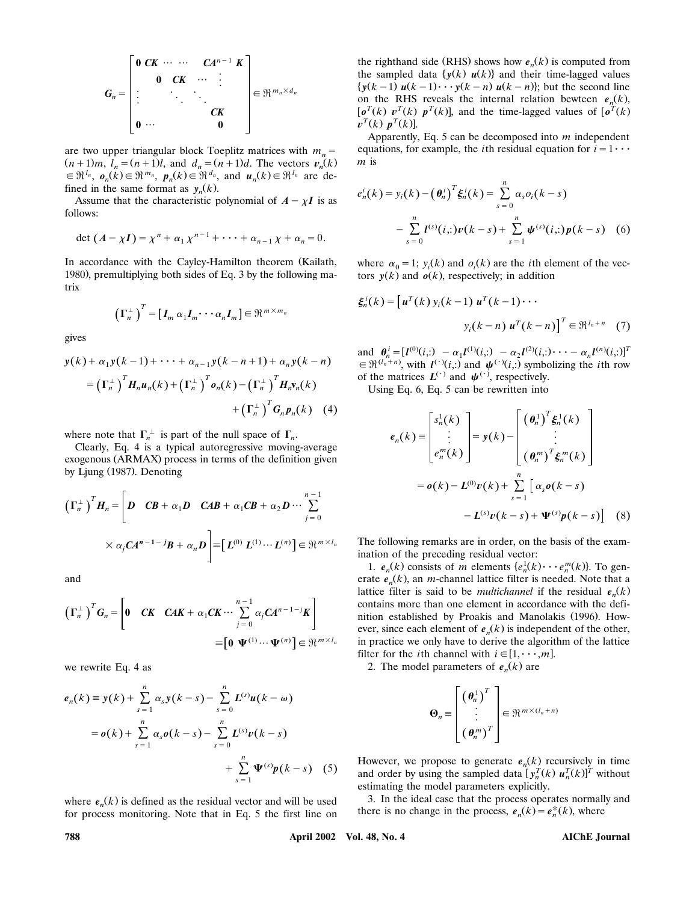$$
\boldsymbol{G}_n = \begin{bmatrix} \mathbf{0} & \boldsymbol{CK} & \cdots & \cdots & \boldsymbol{CA}^{n-1}\boldsymbol{K} \\ & \mathbf{0} & \boldsymbol{CK} & \cdots & \vdots \\ \vdots & & \ddots & \ddots & \\ & & & & \boldsymbol{CK} \\ \mathbf{0} & \cdots & & & \mathbf{0} \end{bmatrix} \in \Re^{m_n \times d_n}
$$

are two upper triangular block Toeplitz matrices with $m_n = (n+1)m$, $l_n = (n+1)l$, and $d_n = (n+1)d$. The vectors $\boldsymbol{v}_n(k) \in \Re^{l_n}$, $\boldsymbol{o}_n(k) \in \Re^{m_n}$, $\boldsymbol{p}_n(k) \in \Re^{d_n}$, and $\boldsymbol{u}_n(k) \in \Re^{l_n}$ are defined in the same format as $\boldsymbol{y}_n(k)$.

Assume that the characteristic polynomial of $\boldsymbol{A} - \chi \boldsymbol{I}$ is as follows:

$$
\det(\boldsymbol{A} - \chi \boldsymbol{I}) = \chi^n + \alpha_1 \chi^{n-1} + \cdots + \alpha_{n-1}\chi + \alpha_n = 0.
$$

In accordance with the Cayley-Hamilton theorem (Kailath, 1980), premultiplying both sides of Eq. 3 by the following matrix

$$
\left(\boldsymbol{\Gamma}_n^{\perp}\right)^T = \left[\boldsymbol{I}_m \ \alpha_1 \boldsymbol{I}_m \cdots \alpha_n \boldsymbol{I}_m\right] \in \Re^{m \times m_n}
$$

gives

$$
\begin{aligned}
\boldsymbol{y}(k) + \alpha_1 \boldsymbol{y}(k-1) + \cdots + \alpha_{n-1}\boldsymbol{y}(k-n+1) + \alpha_n \boldsymbol{y}(k-n) \\
= \left(\boldsymbol{\Gamma}_n^{\perp}\right)^T \boldsymbol{H}_n \boldsymbol{u}_n(k) + \left(\boldsymbol{\Gamma}_n^{\perp}\right)^T \boldsymbol{o}_n(k) - \left(\boldsymbol{\Gamma}_n^{\perp}\right)^T \boldsymbol{H}_n \boldsymbol{v}_n(k) \\
+ \left(\boldsymbol{\Gamma}_n^{\perp}\right)^T \boldsymbol{G}_n \boldsymbol{p}_n(k) \quad (4)
\end{aligned}
$$

where note that $\boldsymbol{\Gamma}_n^{\perp}$ is part of the null space of $\boldsymbol{\Gamma}_n$.

Clearly, Eq. 4 is a typical autoregressive moving-average exogenous (ARMAX) process in terms of the definition given by Ljung (1987). Denoting

$$
\left(\boldsymbol{\Gamma}_n^{\perp}\right)^T \boldsymbol{H}_n = \left[\boldsymbol{D} \quad \boldsymbol{CB} + \alpha_1 \boldsymbol{D} \quad \boldsymbol{CAB} + \alpha_1 \boldsymbol{CB} + \alpha_2 \boldsymbol{D} \cdots \sum_{j=0}^{n-1} \alpha_j \boldsymbol{CA}^{n-1-j}\boldsymbol{B} + \alpha_n \boldsymbol{D}\right] \equiv \left[\boldsymbol{L}^{(0)} \ \boldsymbol{L}^{(1)} \cdots \boldsymbol{L}^{(n)}\right] \in \Re^{m \times l_n}
$$

and

$$
\left(\boldsymbol{\Gamma}_n^{\perp}\right)^T \boldsymbol{G}_n = \left[\mathbf{0} \quad \boldsymbol{CK} \quad \boldsymbol{CAK} + \alpha_1 \boldsymbol{CK} \cdots \sum_{j=0}^{n-1} \alpha_j \boldsymbol{CA}^{n-1-j}\boldsymbol{K}\right] \equiv \left[\mathbf{0} \ \boldsymbol{\Psi}^{(1)} \cdots \boldsymbol{\Psi}^{(n)}\right] \in \Re^{m \times l_n}
$$

we rewrite Eq. 4 as

$$
\begin{aligned}
\boldsymbol{e}_n(k) &\equiv \boldsymbol{y}(k) + \sum_{s=1}^{n} \alpha_s \boldsymbol{y}(k-s) - \sum_{s=0}^{n} \boldsymbol{L}^{(s)} \boldsymbol{u}(k-\omega) \\
&= \boldsymbol{o}(k) + \sum_{s=1}^{n} \alpha_s \boldsymbol{o}(k-s) - \sum_{s=0}^{n} \boldsymbol{L}^{(s)} \boldsymbol{v}(k-s) \\
&\quad + \sum_{s=1}^{n} \boldsymbol{\Psi}^{(s)} \boldsymbol{p}(k-s) \quad (5)
\end{aligned}
$$

where $\boldsymbol{e}_n(k)$ is defined as the residual vector and will be used for process monitoring. Note that in Eq. 5 the first line on the righthand side (RHS) shows how $\boldsymbol{e}_n(k)$ is computed from the sampled data $\{\boldsymbol{y}(k)\ \boldsymbol{u}(k)\}$ and their time-lagged values $\{\boldsymbol{y}(k-1)\ \boldsymbol{u}(k-1) \cdots \boldsymbol{y}(k-n)\ \boldsymbol{u}(k-n)\}$; but the second line on the RHS reveals the internal relation bewteen $\boldsymbol{e}_n(k)$, $[\boldsymbol{o}^T(k)\ \boldsymbol{v}^T(k)\ \boldsymbol{p}^T(k)]$, and the time-lagged values of $[\boldsymbol{o}^T(k)\ \boldsymbol{v}^T(k)\ \boldsymbol{p}^T(k)]$.

Apparently, Eq. 5 can be decomposed into $m$ independent equations, for example, the $i$th residual equation for $i = 1 \cdots m$ is

$$
\begin{aligned}
e_n^i(k) = y_i(k) - \left(\boldsymbol{\theta}_n^i\right)^T \boldsymbol{\xi}_n^i(k) = \sum_{s=0}^{n} \alpha_s o_i(k-s) \\
- \sum_{s=0}^{n} \boldsymbol{l}^{(s)}(i,:)\boldsymbol{v}(k-s) + \sum_{s=1}^{n} \boldsymbol{\psi}^{(s)}(i,:)\boldsymbol{p}(k-s) \quad (6)
\end{aligned}
$$

where $\alpha_0 = 1$; $y_i(k)$ and $o_i(k)$ are the $i$th element of the vectors $\boldsymbol{y}(k)$ and $\boldsymbol{o}(k)$, respectively; in addition

$$
\boldsymbol{\xi}_n^i(k) = \left[\boldsymbol{u}^T(k)\ y_i(k-1)\ \boldsymbol{u}^T(k-1) \cdots y_i(k-n)\ \boldsymbol{u}^T(k-n)\right]^T \in \Re^{l_n + n} \quad (7)
$$

and $\boldsymbol{\theta}_n^i = [\boldsymbol{l}^{(0)}(i,:)\ \ -\alpha_1 \boldsymbol{l}^{(1)}(i,:)\ \ -\alpha_2 \boldsymbol{l}^{(2)}(i,:) \cdots -\alpha_n \boldsymbol{l}^{(n)}(i,:)]^T \in \Re^{(l_n+n)}$, with $\boldsymbol{l}^{(\cdot)}(i,:)$ and $\boldsymbol{\psi}^{(\cdot)}(i,:)$ symbolizing the $i$th row of the matrices $\boldsymbol{L}^{(\cdot)}$ and $\boldsymbol{\psi}^{(\cdot)}$, respectively.

Using Eq. 6, Eq. 5 can be rewritten into

$$
\begin{aligned}
\boldsymbol{e}_n(k) \equiv \begin{bmatrix} s_n^1(k) \\ \vdots \\ e_n^m(k) \end{bmatrix} = \boldsymbol{y}(k) - \begin{bmatrix} \left(\boldsymbol{\theta}_n^1\right)^T \boldsymbol{\xi}_n^1(k) \\ \vdots \\ \left(\boldsymbol{\theta}_n^m\right)^T \boldsymbol{\xi}_n^m(k) \end{bmatrix} \\
= \boldsymbol{o}(k) - \boldsymbol{L}^{(0)}\boldsymbol{v}(k) + \sum_{s=1}^{n} \left[\alpha_s \boldsymbol{o}(k-s) \right. \\
\left. - \boldsymbol{L}^{(s)}\boldsymbol{v}(k-s) + \boldsymbol{\Psi}^{(s)}\boldsymbol{p}(k-s)\right] \quad (8)
\end{aligned}
$$

The following remarks are in order, on the basis of the examination of the preceding residual vector:

1. $\boldsymbol{e}_n(k)$ consists of $m$ elements $\{e_n^1(k) \cdots e_n^m(k)\}$. To generate $\boldsymbol{e}_n(k)$, an $m$-channel lattice filter is needed. Note that a lattice filter is said to be *multichannel* if the residual $\boldsymbol{e}_n(k)$ contains more than one element in accordance with the definition established by Proakis and Manolakis (1996). However, since each element of $\boldsymbol{e}_n(k)$ is independent of the other, in practice we only have to derive the algorithm of the lattice filter for the $i$th channel with $i \in [1, \cdots, m]$.

2. The model parameters of $\boldsymbol{e}_n(k)$ are

$$
\boldsymbol{\Theta}_n \equiv \begin{bmatrix} \left(\boldsymbol{\theta}_n^1\right)^T \\ \vdots \\ \left(\boldsymbol{\theta}_n^m\right)^T \end{bmatrix} \in \Re^{m \times (l_n + n)}
$$

However, we propose to generate $\boldsymbol{e}_n(k)$ recursively in time and order by using the sampled data $[\boldsymbol{y}_n^T(k)\ \boldsymbol{u}_n^T(k)]^T$ without estimating the model parameters explicitly.

3. In the ideal case that the process operates normally and there is no change in the process, $\boldsymbol{e}_n(k) = \boldsymbol{e}_n^*(k)$, where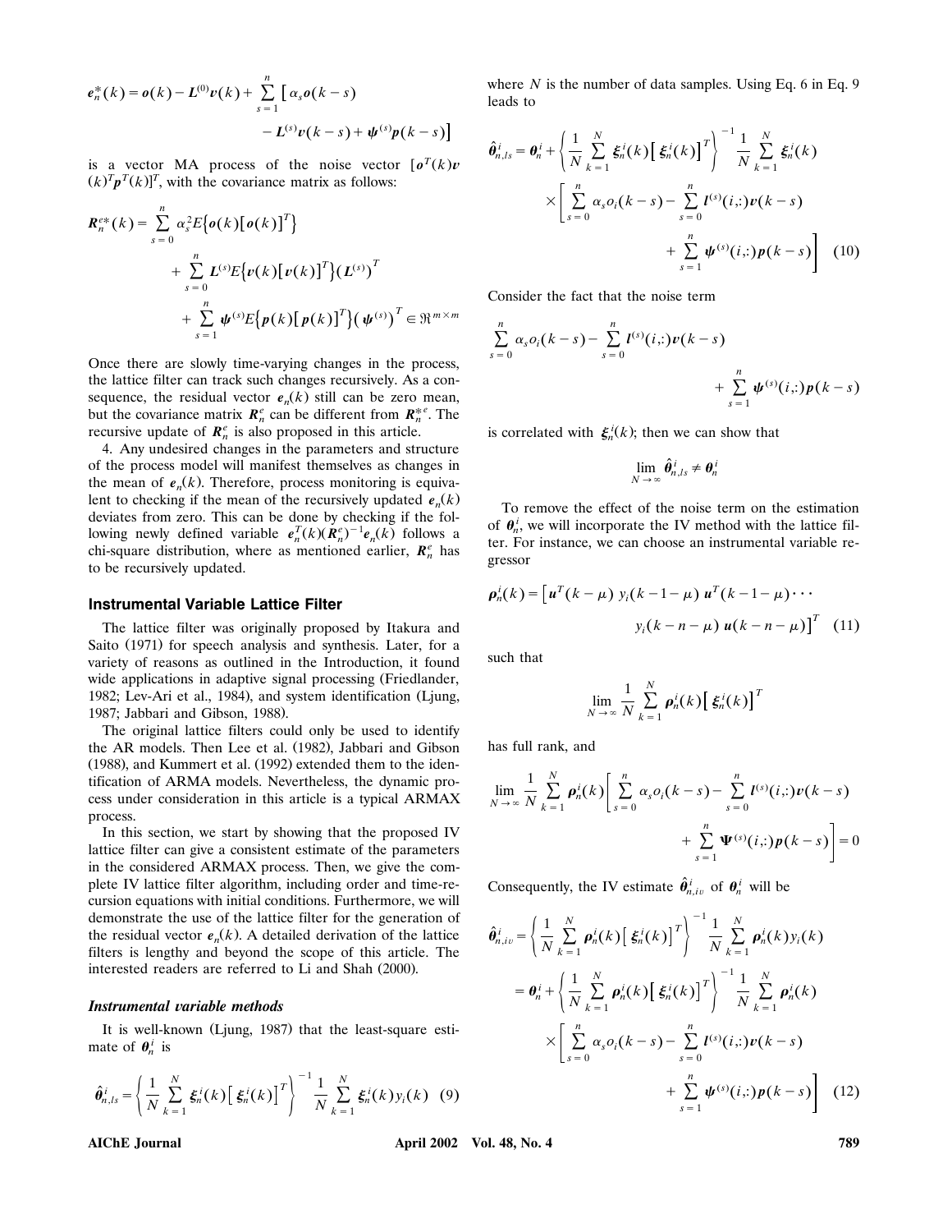$$e_n^*(k) = o(k) - L^{(0)}v(k) + \sum_{s=1}^{n} \left[ \alpha_s o(k-s) - L^{(s)}v(k-s) + \psi^{(s)}p(k-s) \right]$$

is a vector MA process of the noise vector $[o^T(k) v(k)^T p^T(k)]^T$, with the covariance matrix as follows:

$$R_n^{e*}(k) = \sum_{s=0}^{n} \alpha_s^2 E\{o(k)[o(k)]^T\} + \sum_{s=0}^{n} L^{(s)} E\{v(k)[v(k)]^T\}(L^{(s)})^T + \sum_{s=1}^{n} \psi^{(s)} E\{p(k)[p(k)]^T\}(\psi^{(s)})^T \in \Re^{m \times m}$$

Once there are slowly time-varying changes in the process, the lattice filter can track such changes recursively. As a consequence, the residual vector $e_n(k)$ still can be zero mean, but the covariance matrix $R_n^e$ can be different from $R_n^{*e}$. The recursive update of $R_n^e$ is also proposed in this article.

4. Any undesired changes in the parameters and structure of the process model will manifest themselves as changes in the mean of $e_n(k)$. Therefore, process monitoring is equivalent to checking if the mean of the recursively updated $e_n(k)$ deviates from zero. This can be done by checking if the following newly defined variable $e_n^T(k)(R_n^e)^{-1}e_n(k)$ follows a chi-square distribution, where as mentioned earlier, $R_n^e$ has to be recursively updated.

## Instrumental Variable Lattice Filter

The lattice filter was originally proposed by Itakura and Saito (1971) for speech analysis and synthesis. Later, for a variety of reasons as outlined in the Introduction, it found wide applications in adaptive signal processing (Friedlander, 1982; Lev-Ari et al., 1984), and system identification (Ljung, 1987; Jabbari and Gibson, 1988).

The original lattice filters could only be used to identify the AR models. Then Lee et al. (1982), Jabbari and Gibson (1988), and Kummert et al. (1992) extended them to the identification of ARMA models. Nevertheless, the dynamic process under consideration in this article is a typical ARMAX process.

In this section, we start by showing that the proposed IV lattice filter can give a consistent estimate of the parameters in the considered ARMAX process. Then, we give the complete IV lattice filter algorithm, including order and time-recursion equations with initial conditions. Furthermore, we will demonstrate the use of the lattice filter for the generation of the residual vector $e_n(k)$. A detailed derivation of the lattice filters is lengthy and beyond the scope of this article. The interested readers are referred to Li and Shah (2000).

### *Instrumental variable methods*

It is well-known (Ljung, 1987) that the least-square estimate of $\theta_n^i$ is

$$\hat{\theta}_{n,ls}^i = \left\{ \frac{1}{N} \sum_{k=1}^{N} \xi_n^i(k)[\xi_n^i(k)]^T \right\}^{-1} \frac{1}{N} \sum_{k=1}^{N} \xi_n^i(k) y_i(k) \quad (9)$$

where $N$ is the number of data samples. Using Eq. 6 in Eq. 9 leads to

$$\hat{\theta}_{n,ls}^i = \theta_n^i + \left\{ \frac{1}{N} \sum_{k=1}^{N} \xi_n^i(k)[\xi_n^i(k)]^T \right\}^{-1} \frac{1}{N} \sum_{k=1}^{N} \xi_n^i(k) \times \left[ \sum_{s=0}^{n} \alpha_s o_i(k-s) - \sum_{s=0}^{n} l^{(s)}(i,:)v(k-s) + \sum_{s=1}^{n} \psi^{(s)}(i,:)p(k-s) \right] \quad (10)$$

Consider the fact that the noise term

$$\sum_{s=0}^{n} \alpha_s o_i(k-s) - \sum_{s=0}^{n} l^{(s)}(i,:)v(k-s) + \sum_{s=1}^{n} \psi^{(s)}(i,:)p(k-s)$$

is correlated with $\xi_n^i(k)$; then we can show that

$$\lim_{N \to \infty} \hat{\theta}_{n,ls}^i \neq \theta_n^i$$

To remove the effect of the noise term on the estimation of $\theta_n^i$, we will incorporate the IV method with the lattice filter. For instance, we can choose an instrumental variable regressor

$$\rho_n^i(k) = \left[ u^T(k-\mu)\ y_i(k-1-\mu)\ u^T(k-1-\mu) \cdots y_i(k-n-\mu)\ u(k-n-\mu) \right]^T \quad (11)$$

such that

$$\lim_{N \to \infty} \frac{1}{N} \sum_{k=1}^{N} \rho_n^i(k)[\xi_n^i(k)]^T$$

has full rank, and

$$\lim_{N \to \infty} \frac{1}{N} \sum_{k=1}^{N} \rho_n^i(k) \left[ \sum_{s=0}^{n} \alpha_s o_i(k-s) - \sum_{s=0}^{n} l^{(s)}(i,:)v(k-s) + \sum_{s=1}^{n} \Psi^{(s)}(i,:)p(k-s) \right] = 0$$

Consequently, the IV estimate $\hat{\theta}_{n,iv}^i$ of $\theta_n^i$ will be

$$\hat{\theta}_{n,iv}^i = \left\{ \frac{1}{N} \sum_{k=1}^{N} \rho_n^i(k)[\xi_n^i(k)]^T \right\}^{-1} \frac{1}{N} \sum_{k=1}^{N} \rho_n^i(k) y_i(k)$$

$$= \theta_n^i + \left\{ \frac{1}{N} \sum_{k=1}^{N} \rho_n^i(k)[\xi_n^i(k)]^T \right\}^{-1} \frac{1}{N} \sum_{k=1}^{N} \rho_n^i(k) \times \left[ \sum_{s=0}^{n} \alpha_s o_i(k-s) - \sum_{s=0}^{n} l^{(s)}(i,:)v(k-s) + \sum_{s=1}^{n} \psi^{(s)}(i,:)p(k-s) \right] \quad (12)$$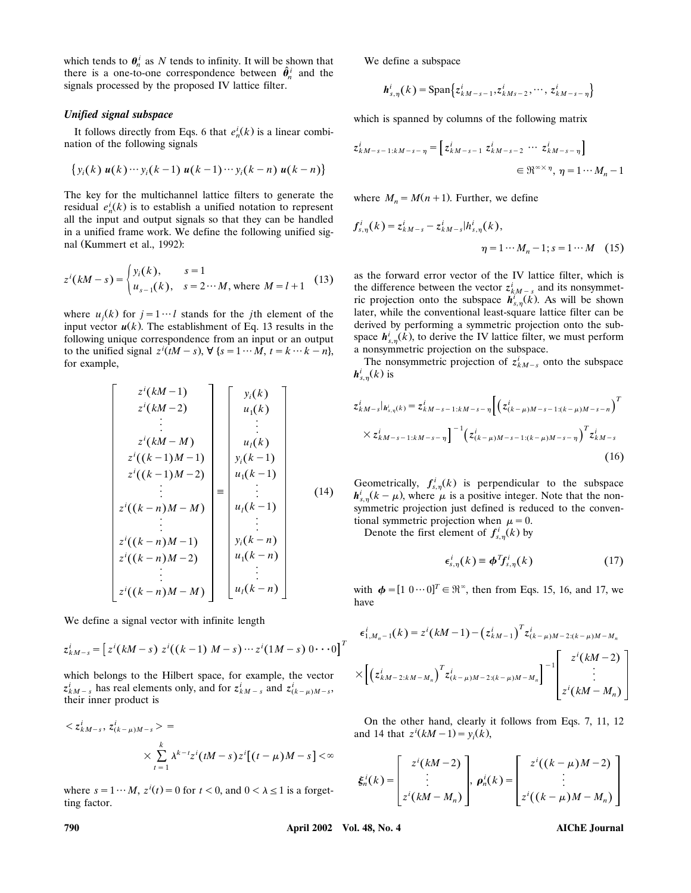which tends to $\boldsymbol{\theta}_n^i$ as $N$ tends to infinity. It will be shown that there is a one-to-one correspondence between $\hat{\boldsymbol{\theta}}_n^i$ and the signals processed by the proposed IV lattice filter.

### *Unified signal subspace*

It follows directly from Eqs. 6 that $e_n^i(k)$ is a linear combination of the following signals

$$\{y_i(k)\ \boldsymbol{u}(k) \cdots y_i(k-1)\ \boldsymbol{u}(k-1) \cdots y_i(k-n)\ \boldsymbol{u}(k-n)\}$$

The key for the multichannel lattice filters to generate the residual $e_n^i(k)$ is to establish a unified notation to represent all the input and output signals so that they can be handled in a unified frame work. We define the following unified signal (Kummert et al., 1992):

$$z^i(kM-s) = \begin{cases} y_i(k), & s=1 \\ u_{s-1}(k), & s=2\cdots M, \text{ where } M=l+1 \end{cases} \tag{13}$$

where $u_j(k)$ for $j=1\cdots l$ stands for the $j$th element of the input vector $\boldsymbol{u}(k)$. The establishment of Eq. 13 results in the following unique correspondence from an input or an output to the unified signal $z^i(tM-s)$, $\forall\ \{s=1\cdots M,\ t=k\cdots k-n\}$, for example,

$$\begin{bmatrix} z^i(kM-1) \\ z^i(kM-2) \\ \vdots \\ z^i(kM-M) \\ z^i((k-1)M-1) \\ z^i((k-1)M-2) \\ \vdots \\ z^i((k-n)M-M) \\ \vdots \\ z^i((k-n)M-1) \\ z^i((k-n)M-2) \\ \vdots \\ z^i((k-n)M-M) \end{bmatrix} \equiv \begin{bmatrix} y_i(k) \\ u_1(k) \\ \vdots \\ u_l(k) \\ y_i(k-1) \\ u_1(k-1) \\ \vdots \\ u_l(k-1) \\ \vdots \\ y_i(k-n) \\ u_1(k-n) \\ \vdots \\ u_l(k-n) \end{bmatrix} \tag{14}$$

We define a signal vector with infinite length

$$\boldsymbol{z}_{kM-s}^i = \left[z^i(kM-s)\ z^i((k-1)\ M-s) \cdots z^i(1M-s)\ 0 \cdots 0\right]^T$$

which belongs to the Hilbert space, for example, the vector $\boldsymbol{z}_{kM-s}^i$ has real elements only, and for $\boldsymbol{z}_{kM-s}^i$ and $\boldsymbol{z}_{(k-\mu)M-s}^i$, their inner product is

$$< \boldsymbol{z}_{kM-s}^i,\ \boldsymbol{z}_{(k-\mu)M-s}^i > = \times \sum_{t=1}^{k} \lambda^{k-t} z^i(tM-s) z^i[(t-\mu)M-s] < \infty$$

where $s=1\cdots M$, $z^i(t)=0$ for $t<0$, and $0<\lambda\leq 1$ is a forgetting factor.

We define a subspace

$$\boldsymbol{h}_{s,\eta}^i(k) = \text{Span}\{\boldsymbol{z}_{kM-s-1}^i, \boldsymbol{z}_{kMs-2}^i, \cdots, \boldsymbol{z}_{kM-s-\eta}^i\}$$

which is spanned by columns of the following matrix

$$\boldsymbol{z}_{kM-s-1:kM-s-\eta}^i = \left[\boldsymbol{z}_{kM-s-1}^i\ \boldsymbol{z}_{kM-s-2}^i \cdots \boldsymbol{z}_{kM-s-\eta}^i\right] \in \Re^{\infty\times\eta},\ \eta = 1\cdots M_n-1$$

where $M_n = M(n+1)$. Further, we define

$$\boldsymbol{f}_{s,\eta}^i(k) = \boldsymbol{z}_{kM-s}^i - \boldsymbol{z}_{kM-s}^i | h_{s,\eta}^i(k), \quad \eta = 1\cdots M_n - 1;\ s = 1\cdots M \tag{15}$$

as the forward error vector of the IV lattice filter, which is the difference between the vector $\boldsymbol{z}_{kM-s}^i$ and its nonsymmetric projection onto the subspace $\boldsymbol{h}_{s,\eta}^i(k)$. As will be shown later, while the conventional least-square lattice filter can be derived by performing a symmetric projection onto the subspace $\boldsymbol{h}_{s,\eta}^i(k)$, to derive the IV lattice filter, we must perform a nonsymmetric projection on the subspace.

The nonsymmetric projection of $\boldsymbol{z}_{kM-s}^i$ onto the subspace $\boldsymbol{h}_{s,\eta}^i(k)$ is

$$\boldsymbol{z}_{kM-s}^i|_{\boldsymbol{h}_{s,\eta}^i(k)} = \boldsymbol{z}_{kM-s-1:kM-s-\eta}^i \left[\left(\boldsymbol{z}_{(k-\mu)M-s-1:(k-\mu)M-s-n}^i\right)^T \times \boldsymbol{z}_{kM-s-1:kM-s-\eta}^i\right]^{-1} \left(\boldsymbol{z}_{(k-\mu)M-s-1:(k-\mu)M-s-\eta}^i\right)^T \boldsymbol{z}_{kM-s}^i \tag{16}$$

Geometrically, $\boldsymbol{f}_{s,\eta}^i(k)$ is perpendicular to the subspace $\boldsymbol{h}_{s,\eta}^i(k-\mu)$, where $\mu$ is a positive integer. Note that the nonsymmetric projection just defined is reduced to the conventional symmetric projection when $\mu=0$.

Denote the first element of $\boldsymbol{f}_{s,\eta}^i(k)$ by

$$\epsilon_{s,\eta}^i(k) \equiv \boldsymbol{\phi}^T \boldsymbol{f}_{s,\eta}^i(k) \tag{17}$$

with $\boldsymbol{\phi} = [1\ 0 \cdots 0]^T \in \Re^\infty$, then from Eqs. 15, 16, and 17, we have

$$\epsilon_{1,M_n-1}^i(k) = z^i(kM-1) - \left(\boldsymbol{z}_{kM-1}^i\right)^T \boldsymbol{z}_{(k-\mu)M-2:(k-\mu)M-M_n}^i \times \left[\left(\boldsymbol{z}_{kM-2:kM-M_n}^i\right)^T \boldsymbol{z}_{(k-\mu)M-2:(k-\mu)M-M_n}^i\right]^{-1} \begin{bmatrix} z^i(kM-2) \\ \vdots \\ z^i(kM-M_n) \end{bmatrix}$$

On the other hand, clearly it follows from Eqs. 7, 11, 12 and 14 that $z^i(kM-1) = y_i(k)$,

$$\boldsymbol{\xi}_n^i(k) = \begin{bmatrix} z^i(kM-2) \\ \vdots \\ z^i(kM-M_n) \end{bmatrix},\ \boldsymbol{\rho}_n^i(k) = \begin{bmatrix} z^i((k-\mu)M-2) \\ \vdots \\ z^i((k-\mu)M-M_n) \end{bmatrix}$$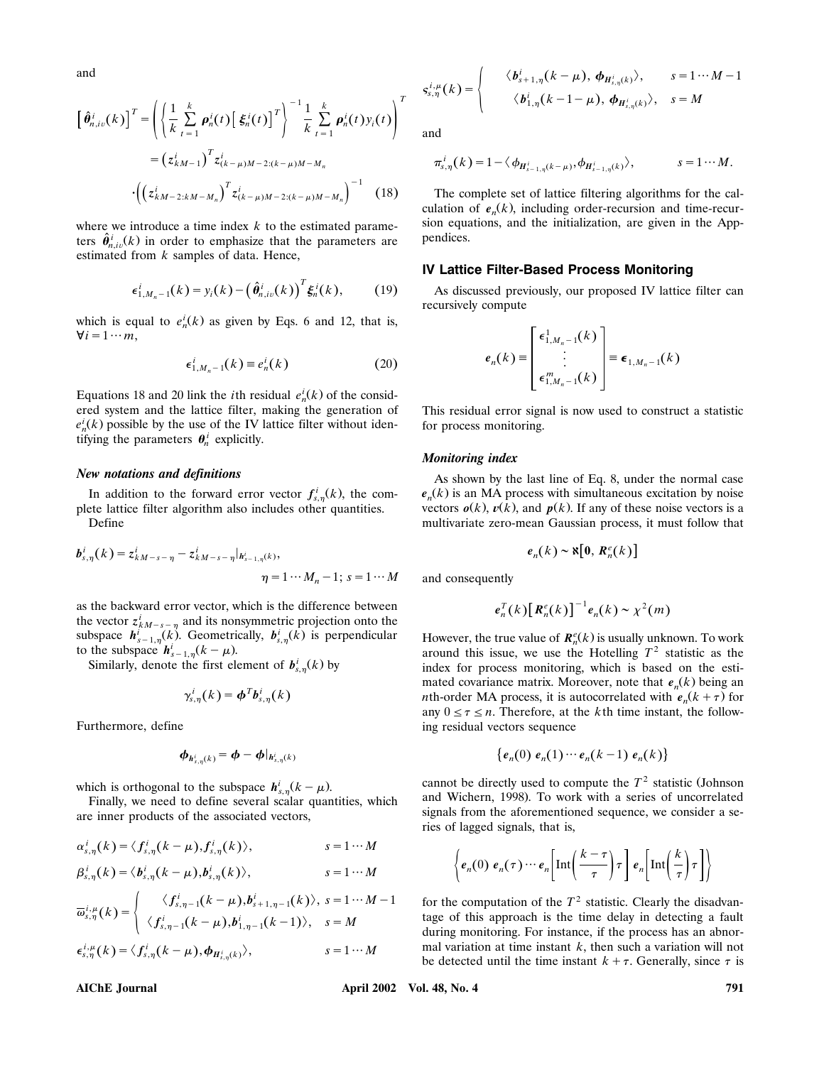and

$$\left[\hat{\boldsymbol{\theta}}_{n,iv}^{i}(k)\right]^{T} = \left(\left\{\frac{1}{k}\sum_{t=1}^{k}\boldsymbol{\rho}_{n}^{i}(t)\left[\boldsymbol{\xi}_{n}^{i}(t)\right]^{T}\right\}^{-1}\frac{1}{k}\sum_{t=1}^{k}\boldsymbol{\rho}_{n}^{i}(t)y_{i}(t)\right)^{T}$$

$$= \left(\boldsymbol{z}_{kM-1}^{i}\right)^{T}\boldsymbol{z}_{(k-\mu)M-2:(k-\mu)M-M_{n}}^{i}$$

$$\cdot\left(\left(\boldsymbol{z}_{kM-2:kM-M_{n}}^{i}\right)^{T}\boldsymbol{z}_{(k-\mu)M-2:(k-\mu)M-M_{n}}^{i}\right)^{-1} \tag{18}$$

where we introduce a time index $k$ to the estimated parameters $\hat{\boldsymbol{\theta}}_{n,iv}^{i}(k)$ in order to emphasize that the parameters are estimated from $k$ samples of data. Hence,

$$\epsilon_{1,M_{n}-1}^{i}(k) = y_{i}(k) - \left(\hat{\boldsymbol{\theta}}_{n,iv}^{i}(k)\right)^{T}\boldsymbol{\xi}_{n}^{i}(k), \tag{19}$$

which is equal to $e_{n}^{i}(k)$ as given by Eqs. 6 and 12, that is, $\forall i = 1\cdots m$,

$$\epsilon_{1,M_{n}-1}^{i}(k) \equiv e_{n}^{i}(k) \tag{20}$$

Equations 18 and 20 link the $i$th residual $e_{n}^{i}(k)$ of the considered system and the lattice filter, making the generation of $e_{n}^{i}(k)$ possible by the use of the IV lattice filter without identifying the parameters $\boldsymbol{\theta}_{n}^{i}$ explicitly.

### *New notations and definitions*

In addition to the forward error vector $\boldsymbol{f}_{s,\eta}^{i}(k)$, the complete lattice filter algorithm also includes other quantities.

Define

$$\boldsymbol{b}_{s,\eta}^{i}(k) = \boldsymbol{z}_{kM-s-\eta}^{i} - \boldsymbol{z}_{kM-s-\eta}^{i}|_{\boldsymbol{h}_{s-1,\eta}^{i}(k)},$$
$$\eta = 1\cdots M_{n}-1;\ s = 1\cdots M$$

as the backward error vector, which is the difference between the vector $\boldsymbol{z}_{kM-s-\eta}^{i}$ and its nonsymmetric projection onto the subspace $\boldsymbol{h}_{s-1,\eta}^{i}(k)$. Geometrically, $\boldsymbol{b}_{s,\eta}^{i}(k)$ is perpendicular to the subspace $\boldsymbol{h}_{s-1,\eta}^{i}(k-\mu)$.

Similarly, denote the first element of $\boldsymbol{b}_{s,\eta}^{i}(k)$ by

$$\gamma_{s,\eta}^{i}(k) = \boldsymbol{\phi}^{T}\boldsymbol{b}_{s,\eta}^{i}(k)$$

Furthermore, define

$$\boldsymbol{\phi}_{\boldsymbol{h}_{s,\eta}^{i}(k)} = \boldsymbol{\phi} - \boldsymbol{\phi}|_{\boldsymbol{h}_{s,\eta}^{i}(k)}$$

which is orthogonal to the subspace $\boldsymbol{h}_{s,\eta}^{i}(k-\mu)$.

Finally, we need to define several scalar quantities, which are inner products of the associated vectors,

$$\alpha_{s,\eta}^{i}(k) = \langle \boldsymbol{f}_{s,\eta}^{i}(k-\mu), \boldsymbol{f}_{s,\eta}^{i}(k)\rangle, \qquad s = 1\cdots M$$

$$\beta_{s,\eta}^{i}(k) = \langle \boldsymbol{b}_{s,\eta}^{i}(k-\mu), \boldsymbol{b}_{s,\eta}^{i}(k)\rangle, \qquad s = 1\cdots M$$

$$\overline{\omega}_{s,\eta}^{i,\mu}(k) = \begin{cases} \langle \boldsymbol{f}_{s,\eta-1}^{i}(k-\mu), \boldsymbol{b}_{s+1,\eta-1}^{i}(k)\rangle, & s = 1\cdots M-1 \\ \langle \boldsymbol{f}_{s,\eta-1}^{i}(k-\mu), \boldsymbol{b}_{1,\eta-1}^{i}(k-1)\rangle, & s = M \end{cases}$$

$$\epsilon_{s,\eta}^{i,\mu}(k) = \langle \boldsymbol{f}_{s,\eta}^{i}(k-\mu), \boldsymbol{\phi}_{\boldsymbol{H}_{s,\eta}^{i}(k)}\rangle, \qquad s = 1\cdots M$$

$$\varsigma_{s,\eta}^{i,\mu}(k) = \begin{cases} \langle \boldsymbol{b}_{s+1,\eta}^{i}(k-\mu), \boldsymbol{\phi}_{\boldsymbol{H}_{s,\eta}^{i}(k)}\rangle, & s = 1\cdots M-1 \\ \langle \boldsymbol{b}_{1,\eta}^{i}(k-1-\mu), \boldsymbol{\phi}_{\boldsymbol{H}_{s,\eta}^{i}(k)}\rangle, & s = M \end{cases}$$

and

$$\pi_{s,\eta}^{i}(k) = 1 - \langle \phi_{\boldsymbol{H}_{s-1,\eta}^{i}(k-\mu)}, \phi_{\boldsymbol{H}_{s-1,\eta}^{i}(k)}\rangle, \qquad s = 1\cdots M.$$

The complete set of lattice filtering algorithms for the calculation of $\boldsymbol{e}_{n}(k)$, including order-recursion and time-recursion equations, and the initialization, are given in the Appendices.

## IV Lattice Filter-Based Process Monitoring

As discussed previously, our proposed IV lattice filter can recursively compute

$$\boldsymbol{e}_{n}(k) \equiv \begin{bmatrix} \epsilon_{1,M_{n}-1}^{1}(k) \\ \vdots \\ \epsilon_{1,M_{n}-1}^{m}(k) \end{bmatrix} \equiv \boldsymbol{\epsilon}_{1,M_{n}-1}(k)$$

This residual error signal is now used to construct a statistic for process monitoring.

### *Monitoring index*

As shown by the last line of Eq. 8, under the normal case $\boldsymbol{e}_{n}(k)$ is an MA process with simultaneous excitation by noise vectors $\boldsymbol{o}(k)$, $\boldsymbol{v}(k)$, and $\boldsymbol{p}(k)$. If any of these noise vectors is a multivariate zero-mean Gaussian process, it must follow that

$$\boldsymbol{e}_{n}(k) \sim \aleph\left[\boldsymbol{0},\ \boldsymbol{R}_{n}^{e}(k)\right]$$

and consequently

$$\boldsymbol{e}_{n}^{T}(k)\left[\boldsymbol{R}_{n}^{e}(k)\right]^{-1}\boldsymbol{e}_{n}(k) \sim \chi^{2}(m)$$

However, the true value of $\boldsymbol{R}_{n}^{e}(k)$ is usually unknown. To work around this issue, we use the Hotelling $T^{2}$ statistic as the index for process monitoring, which is based on the estimated covariance matrix. Moreover, note that $\boldsymbol{e}_{n}(k)$ being an $n$th-order MA process, it is autocorrelated with $\boldsymbol{e}_{n}(k+\tau)$ for any $0 \leq \tau \leq n$. Therefore, at the $k$th time instant, the following residual vectors sequence

$$\{\boldsymbol{e}_{n}(0)\ \boldsymbol{e}_{n}(1)\cdots\boldsymbol{e}_{n}(k-1)\ \boldsymbol{e}_{n}(k)\}$$

cannot be directly used to compute the $T^{2}$ statistic (Johnson and Wichern, 1998). To work with a series of uncorrelated signals from the aforementioned sequence, we consider a series of lagged signals, that is,

$$\left\{\boldsymbol{e}_{n}(0)\ \boldsymbol{e}_{n}(\tau)\cdots\boldsymbol{e}_{n}\left[\mathrm{Int}\left(\frac{k-\tau}{\tau}\right)\tau\right]\ \boldsymbol{e}_{n}\left[\mathrm{Int}\left(\frac{k}{\tau}\right)\tau\right]\right\}$$

for the computation of the $T^{2}$ statistic. Clearly the disadvantage of this approach is the time delay in detecting a fault during monitoring. For instance, if the process has an abnormal variation at time instant $k$, then such a variation will not be detected until the time instant $k+\tau$. Generally, since $\tau$ is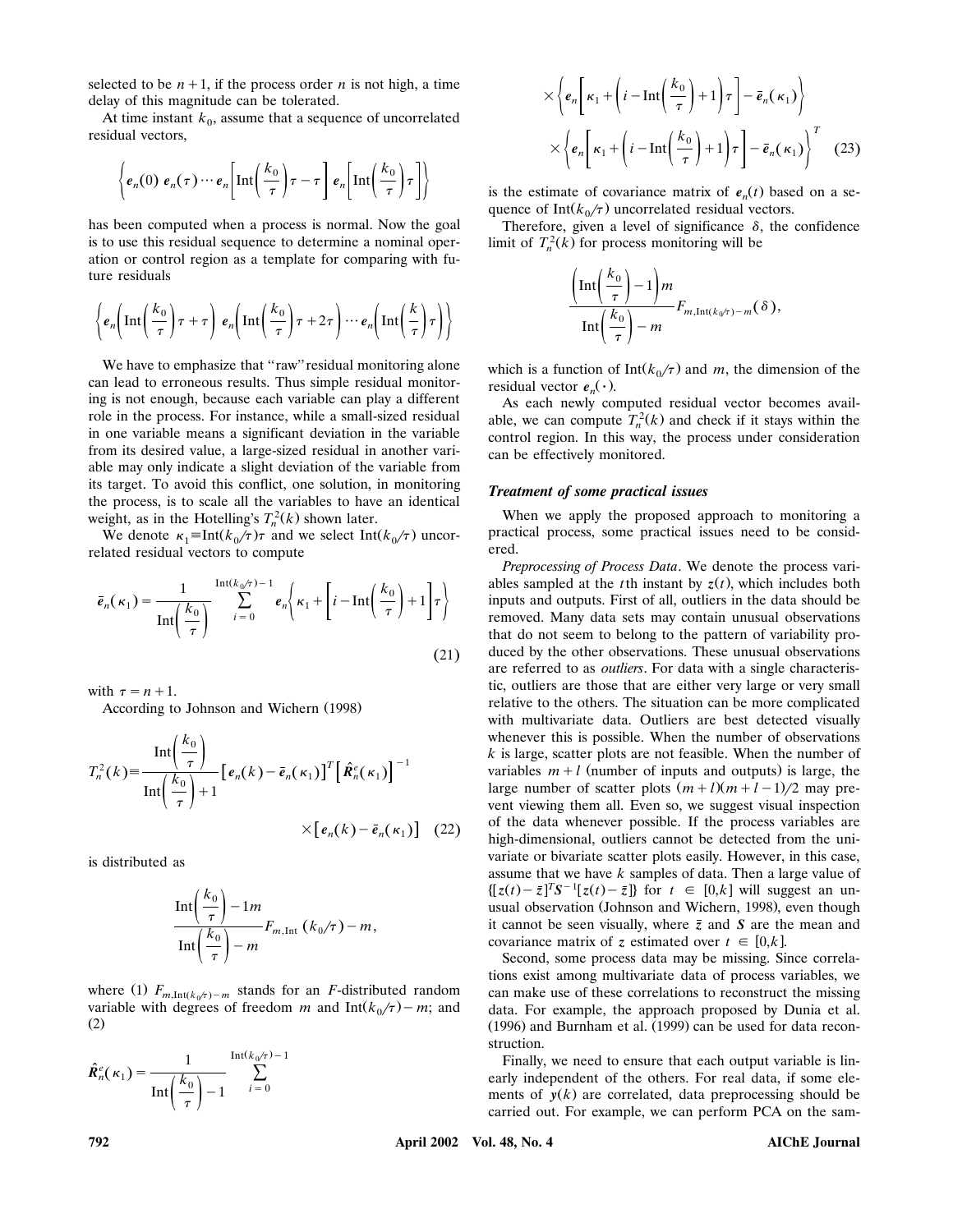selected to be $n+1$, if the process order $n$ is not high, a time delay of this magnitude can be tolerated.

At time instant $k_0$, assume that a sequence of uncorrelated residual vectors,

$$\left\{ \boldsymbol{e}_n(0)\ \boldsymbol{e}_n(\tau) \cdots \boldsymbol{e}_n\left[ \mathrm{Int}\left( \frac{k_0}{\tau} \right)\tau - \tau \right]\ \boldsymbol{e}_n\left[ \mathrm{Int}\left( \frac{k_0}{\tau} \right)\tau \right] \right\}$$

has been computed when a process is normal. Now the goal is to use this residual sequence to determine a nominal operation or control region as a template for comparing with future residuals

$$\left\{ \boldsymbol{e}_n\left( \mathrm{Int}\left( \frac{k_0}{\tau} \right)\tau + \tau \right)\ \boldsymbol{e}_n\left( \mathrm{Int}\left( \frac{k_0}{\tau} \right)\tau + 2\tau \right) \cdots \boldsymbol{e}_n\left( \mathrm{Int}\left( \frac{k}{\tau} \right)\tau \right) \right\}$$

We have to emphasize that "raw" residual monitoring alone can lead to erroneous results. Thus simple residual monitoring is not enough, because each variable can play a different role in the process. For instance, while a small-sized residual in one variable means a significant deviation in the variable from its desired value, a large-sized residual in another variable may only indicate a slight deviation of the variable from its target. To avoid this conflict, one solution, in monitoring the process, is to scale all the variables to have an identical weight, as in the Hotelling's $T_n^2(k)$ shown later.

We denote $\kappa_1 \equiv \mathrm{Int}(k_0/\tau)\tau$ and we select $\mathrm{Int}(k_0/\tau)$ uncorrelated residual vectors to compute

$$\bar{\boldsymbol{e}}_n(\kappa_1) = \frac{1}{\mathrm{Int}\left( \dfrac{k_0}{\tau} \right)} \sum_{i=0}^{\mathrm{Int}(k_0/\tau)-1} \boldsymbol{e}_n\left\{ \kappa_1 + \left[ i - \mathrm{Int}\left( \frac{k_0}{\tau} \right) + 1 \right]\tau \right\} \quad (21)$$

with $\tau = n+1$.

According to Johnson and Wichern (1998)

$$T_n^2(k) \equiv \frac{\mathrm{Int}\left( \dfrac{k_0}{\tau} \right)}{\mathrm{Int}\left( \dfrac{k_0}{\tau} \right) + 1} \left[ \boldsymbol{e}_n(k) - \bar{\boldsymbol{e}}_n(\kappa_1) \right]^T \left[ \hat{\boldsymbol{R}}_n^e(\kappa_1) \right]^{-1} \times \left[ \boldsymbol{e}_n(k) - \bar{\boldsymbol{e}}_n(\kappa_1) \right] \quad (22)$$

is distributed as

$$\frac{\mathrm{Int}\left( \dfrac{k_0}{\tau} \right) - 1m}{\mathrm{Int}\left( \dfrac{k_0}{\tau} \right) - m} F_{m,\mathrm{Int}}\ (k_0/\tau) - m,$$

where (1) $F_{m,\mathrm{Int}(k_0/\tau)-m}$ stands for an $F$-distributed random variable with degrees of freedom $m$ and $\mathrm{Int}(k_0/\tau) - m$; and (2)

$$\hat{\boldsymbol{R}}_n^e(\kappa_1) = \frac{1}{\mathrm{Int}\left( \dfrac{k_0}{\tau} \right) - 1} \sum_{i=0}^{\mathrm{Int}(k_0/\tau)-1} \times \left\{ \boldsymbol{e}_n\left[ \kappa_1 + \left( i - \mathrm{Int}\left( \frac{k_0}{\tau} \right) + 1 \right)\tau \right] - \bar{\boldsymbol{e}}_n(\kappa_1) \right\} \times \left\{ \boldsymbol{e}_n\left[ \kappa_1 + \left( i - \mathrm{Int}\left( \frac{k_0}{\tau} \right) + 1 \right)\tau \right] - \bar{\boldsymbol{e}}_n(\kappa_1) \right\}^T \quad (23)$$

is the estimate of covariance matrix of $\boldsymbol{e}_n(t)$ based on a sequence of $\mathrm{Int}(k_0/\tau)$ uncorrelated residual vectors.

Therefore, given a level of significance $\delta$, the confidence limit of $T_n^2(k)$ for process monitoring will be

$$\frac{\left( \mathrm{Int}\left( \dfrac{k_0}{\tau} \right) - 1 \right) m}{\mathrm{Int}\left( \dfrac{k_0}{\tau} \right) - m} F_{m,\mathrm{Int}(k_0/\tau)-m}(\delta),$$

which is a function of $\mathrm{Int}(k_0/\tau)$ and $m$, the dimension of the residual vector $\boldsymbol{e}_n(\cdot)$.

As each newly computed residual vector becomes available, we can compute $T_n^2(k)$ and check if it stays within the control region. In this way, the process under consideration can be effectively monitored.

### *Treatment of some practical issues*

When we apply the proposed approach to monitoring a practical process, some practical issues need to be considered.

*Preprocessing of Process Data*. We denote the process variables sampled at the $t$th instant by $z(t)$, which includes both inputs and outputs. First of all, outliers in the data should be removed. Many data sets may contain unusual observations that do not seem to belong to the pattern of variability produced by the other observations. These unusual observations are referred to as *outliers*. For data with a single characteristic, outliers are those that are either very large or very small relative to the others. The situation can be more complicated with multivariate data. Outliers are best detected visually whenever this is possible. When the number of observations $k$ is large, scatter plots are not feasible. When the number of variables $m+l$ (number of inputs and outputs) is large, the large number of scatter plots $(m+l)(m+l-1)/2$ may prevent viewing them all. Even so, we suggest visual inspection of the data whenever possible. If the process variables are high-dimensional, outliers cannot be detected from the univariate or bivariate scatter plots easily. However, in this case, assume that we have $k$ samples of data. Then a large value of $\{[z(t)-\bar{z}]^T S^{-1}[z(t)-\bar{z}]\}$ for $t \in [0,k]$ will suggest an unusual observation (Johnson and Wichern, 1998), even though it cannot be seen visually, where $\bar{z}$ and $S$ are the mean and covariance matrix of $z$ estimated over $t \in [0,k]$.

Second, some process data may be missing. Since correlations exist among multivariate data of process variables, we can make use of these correlations to reconstruct the missing data. For example, the approach proposed by Dunia et al. (1996) and Burnham et al. (1999) can be used for data reconstruction.

Finally, we need to ensure that each output variable is linearly independent of the others. For real data, if some elements of $y(k)$ are correlated, data preprocessing should be carried out. For example, we can perform PCA on the sam-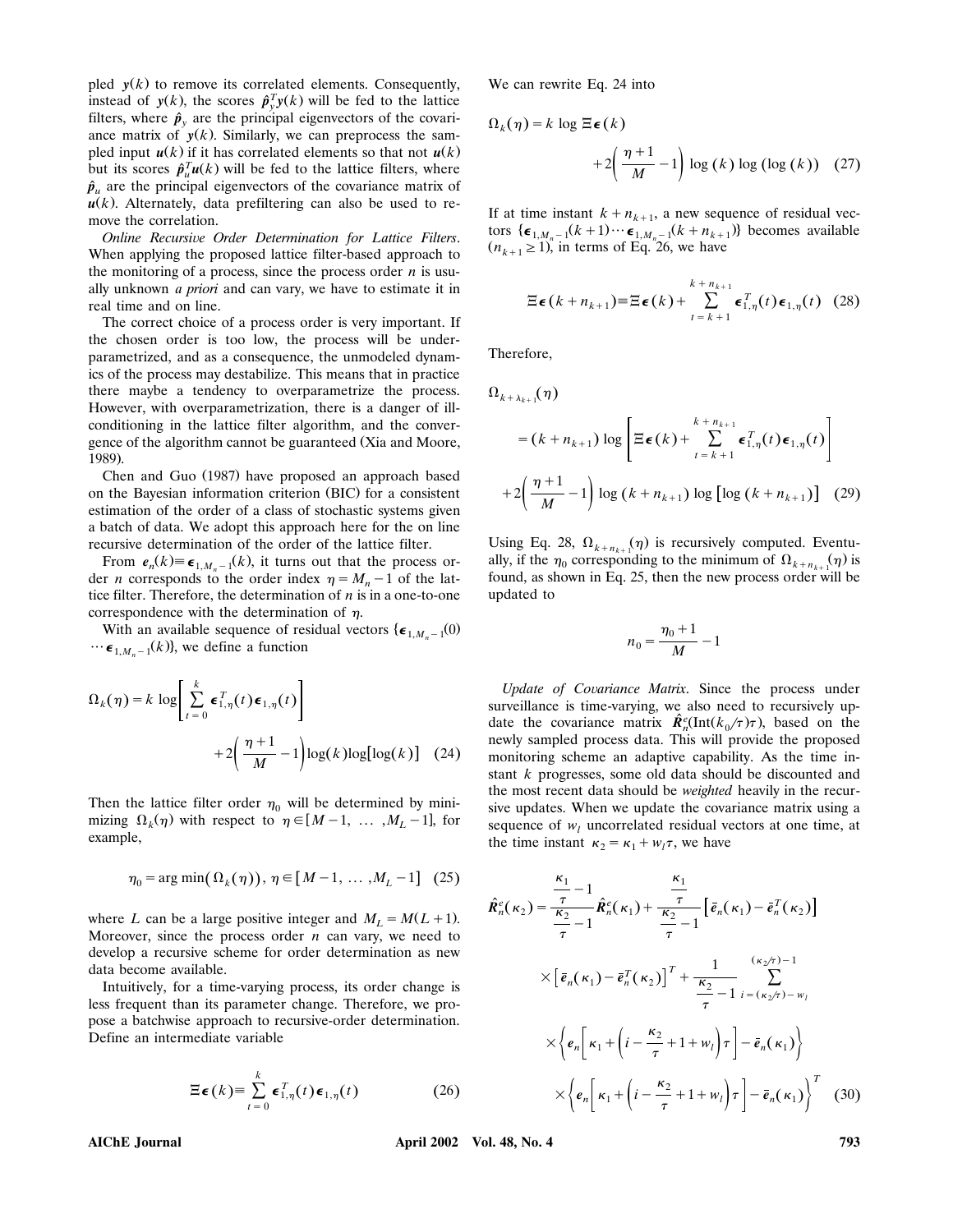pled $\boldsymbol{y}(k)$ to remove its correlated elements. Consequently, instead of $\boldsymbol{y}(k)$, the scores $\hat{\boldsymbol{p}}_y^T \boldsymbol{y}(k)$ will be fed to the lattice filters, where $\hat{\boldsymbol{p}}_y$ are the principal eigenvectors of the covariance matrix of $\boldsymbol{y}(k)$. Similarly, we can preprocess the sampled input $\boldsymbol{u}(k)$ if it has correlated elements so that not $\boldsymbol{u}(k)$ but its scores $\hat{\boldsymbol{p}}_u^T \boldsymbol{u}(k)$ will be fed to the lattice filters, where $\hat{\boldsymbol{p}}_u$ are the principal eigenvectors of the covariance matrix of $\boldsymbol{u}(k)$. Alternately, data prefiltering can also be used to remove the correlation.

*Online Recursive Order Determination for Lattice Filters*. When applying the proposed lattice filter-based approach to the monitoring of a process, since the process order $n$ is usually unknown *a priori* and can vary, we have to estimate it in real time and on line.

The correct choice of a process order is very important. If the chosen order is too low, the process will be underparametrized, and as a consequence, the unmodeled dynamics of the process may destabilize. This means that in practice there maybe a tendency to overparametrize the process. However, with overparametrization, there is a danger of ill-conditioning in the lattice filter algorithm, and the convergence of the algorithm cannot be guaranteed (Xia and Moore, 1989).

Chen and Guo (1987) have proposed an approach based on the Bayesian information criterion (BIC) for a consistent estimation of the order of a class of stochastic systems given a batch of data. We adopt this approach here for the on line recursive determination of the order of the lattice filter.

From $\boldsymbol{e}_n(k) \equiv \boldsymbol{\epsilon}_{1,M_n-1}(k)$, it turns out that the process order $n$ corresponds to the order index $\eta = M_n - 1$ of the lattice filter. Therefore, the determination of $n$ is in a one-to-one correspondence with the determination of $\eta$.

With an available sequence of residual vectors $\{\boldsymbol{\epsilon}_{1,M_n-1}(0) \cdots \boldsymbol{\epsilon}_{1,M_n-1}(k)\}$, we define a function

$$\Omega_k(\eta) = k \log\left[\sum_{t=0}^{k} \boldsymbol{\epsilon}_{1,\eta}^T(t)\boldsymbol{\epsilon}_{1,\eta}(t)\right] + 2\left(\frac{\eta+1}{M} - 1\right)\log(k)\log[\log(k)] \quad (24)$$

Then the lattice filter order $\eta_0$ will be determined by minimizing $\Omega_k(\eta)$ with respect to $\eta \in [M-1, \ldots, M_L - 1]$, for example,

$$\eta_0 = \arg\min(\Omega_k(\eta)),\ \eta \in [M-1, \ldots, M_L - 1] \quad (25)$$

where $L$ can be a large positive integer and $M_L = M(L+1)$. Moreover, since the process order $n$ can vary, we need to develop a recursive scheme for order determination as new data become available.

Intuitively, for a time-varying process, its order change is less frequent than its parameter change. Therefore, we propose a batchwise approach to recursive-order determination. Define an intermediate variable

$$\Xi\boldsymbol{\epsilon}(k) \equiv \sum_{t=0}^{k} \boldsymbol{\epsilon}_{1,\eta}^T(t)\boldsymbol{\epsilon}_{1,\eta}(t) \quad (26)$$

We can rewrite Eq. 24 into

$$\Omega_k(\eta) = k \log \Xi\boldsymbol{\epsilon}(k) + 2\left(\frac{\eta+1}{M} - 1\right)\log(k)\log(\log(k)) \quad (27)$$

If at time instant $k + n_{k+1}$, a new sequence of residual vectors $\{\boldsymbol{\epsilon}_{1,M_n-1}(k+1) \cdots \boldsymbol{\epsilon}_{1,M_n-1}(k+n_{k+1})\}$ becomes available ($n_{k+1} \geq 1$), in terms of Eq. 26, we have

$$\Xi\boldsymbol{\epsilon}(k+n_{k+1}) \equiv \Xi\boldsymbol{\epsilon}(k) + \sum_{t=k+1}^{k+n_{k+1}} \boldsymbol{\epsilon}_{1,\eta}^T(t)\boldsymbol{\epsilon}_{1,\eta}(t) \quad (28)$$

Therefore,

$$\Omega_{k+\lambda_{k+1}}(\eta) = (k+n_{k+1}) \log\left[\Xi\boldsymbol{\epsilon}(k) + \sum_{t=k+1}^{k+n_{k+1}} \boldsymbol{\epsilon}_{1,\eta}^T(t)\boldsymbol{\epsilon}_{1,\eta}(t)\right] + 2\left(\frac{\eta+1}{M} - 1\right)\log(k+n_{k+1})\log[\log(k+n_{k+1})] \quad (29)$$

Using Eq. 28, $\Omega_{k+n_{k+1}}(\eta)$ is recursively computed. Eventually, if the $\eta_0$ corresponding to the minimum of $\Omega_{k+n_{k+1}}(\eta)$ is found, as shown in Eq. 25, then the new process order will be updated to

$$n_0 = \frac{\eta_0 + 1}{M} - 1$$

*Update of Covariance Matrix*. Since the process under surveillance is time-varying, we also need to recursively update the covariance matrix $\hat{\boldsymbol{R}}_n^e(\mathrm{Int}(k_0/\tau)\tau)$, based on the newly sampled process data. This will provide the proposed monitoring scheme an adaptive capability. As the time instant $k$ progresses, some old data should be discounted and the most recent data should be *weighted* heavily in the recursive updates. When we update the covariance matrix using a sequence of $w_l$ uncorrelated residual vectors at one time, at the time instant $\kappa_2 = \kappa_1 + w_l\tau$, we have

$$\begin{aligned}
\hat{\boldsymbol{R}}_n^e(\kappa_2) = {} & \frac{\frac{\kappa_1}{\tau} - 1}{\frac{\kappa_2}{\tau} - 1}\hat{\boldsymbol{R}}_n^e(\kappa_1) + \frac{\frac{\kappa_1}{\tau}}{\frac{\kappa_2}{\tau} - 1}\left[\bar{\boldsymbol{e}}_n(\kappa_1) - \bar{\boldsymbol{e}}_n^T(\kappa_2)\right] \\
& \times \left[\bar{\boldsymbol{e}}_n(\kappa_1) - \bar{\boldsymbol{e}}_n^T(\kappa_2)\right]^T + \frac{1}{\frac{\kappa_2}{\tau} - 1}\sum_{i=(\kappa_2/\tau)-w_l}^{(\kappa_2/\tau)-1} \\
& \times \left\{\boldsymbol{e}_n\left[\kappa_1 + \left(i - \frac{\kappa_2}{\tau} + 1 + w_l\right)\tau\right] - \bar{\boldsymbol{e}}_n(\kappa_1)\right\} \\
& \times \left\{\boldsymbol{e}_n\left[\kappa_1 + \left(i - \frac{\kappa_2}{\tau} + 1 + w_l\right)\tau\right] - \bar{\boldsymbol{e}}_n(\kappa_1)\right\}^T
\end{aligned} \quad (30)$$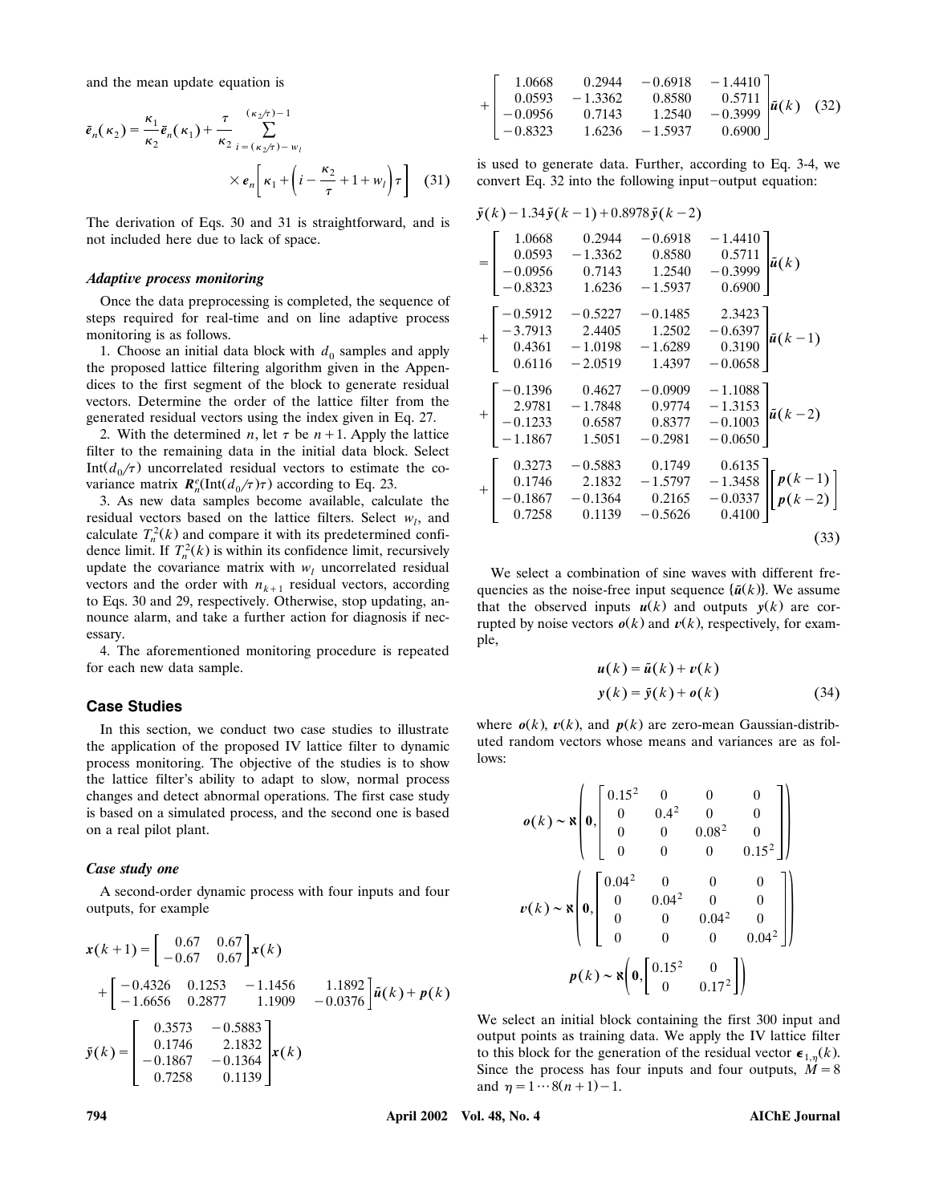and the mean update equation is

$$\bar{e}_n(\kappa_2) = \frac{\kappa_1}{\kappa_2}\bar{e}_n(\kappa_1) + \frac{\tau}{\kappa_2}\sum_{i=(\kappa_2/\tau)-w_l}^{(\kappa_2/\tau)-1} \times e_n\left[\kappa_1 + \left(i - \frac{\kappa_2}{\tau} + 1 + w_l\right)\tau\right] \quad (31)$$

The derivation of Eqs. 30 and 31 is straightforward, and is not included here due to lack of space.

### *Adaptive process monitoring*

Once the data preprocessing is completed, the sequence of steps required for real-time and on line adaptive process monitoring is as follows.

1. Choose an initial data block with $d_0$ samples and apply the proposed lattice filtering algorithm given in the Appendices to the first segment of the block to generate residual vectors. Determine the order of the lattice filter from the generated residual vectors using the index given in Eq. 27.

2. With the determined $n$, let $\tau$ be $n+1$. Apply the lattice filter to the remaining data in the initial data block. Select $\text{Int}(d_0/\tau)$ uncorrelated residual vectors to estimate the covariance matrix $R_n^e(\text{Int}(d_0/\tau)\tau)$ according to Eq. 23.

3. As new data samples become available, calculate the residual vectors based on the lattice filters. Select $w_l$, and calculate $T_n^2(k)$ and compare it with its predetermined confidence limit. If $T_n^2(k)$ is within its confidence limit, recursively update the covariance matrix with $w_l$ uncorrelated residual vectors and the order with $n_{k+1}$ residual vectors, according to Eqs. 30 and 29, respectively. Otherwise, stop updating, announce alarm, and take a further action for diagnosis if necessary.

4. The aforementioned monitoring procedure is repeated for each new data sample.

## Case Studies

In this section, we conduct two case studies to illustrate the application of the proposed IV lattice filter to dynamic process monitoring. The objective of the studies is to show the lattice filter's ability to adapt to slow, normal process changes and detect abnormal operations. The first case study is based on a simulated process, and the second one is based on a real pilot plant.

### *Case study one*

A second-order dynamic process with four inputs and four outputs, for example

$$x(k+1) = \begin{bmatrix} 0.67 & 0.67 \\ -0.67 & 0.67 \end{bmatrix} x(k) + \begin{bmatrix} -0.4326 & 0.1253 & -1.1456 & 1.1892 \\ -1.6656 & 0.2877 & 1.1909 & -0.0376 \end{bmatrix} \tilde{u}(k) + p(k)$$

$$\tilde{y}(k) = \begin{bmatrix} 0.3573 & -0.5883 \\ 0.1746 & 2.1832 \\ -0.1867 & -0.1364 \\ 0.7258 & 0.1139 \end{bmatrix} x(k) + \begin{bmatrix} 1.0668 & 0.2944 & -0.6918 & -1.4410 \\ 0.0593 & -1.3362 & 0.8580 & 0.5711 \\ -0.0956 & 0.7143 & 1.2540 & -0.3999 \\ -0.8323 & 1.6236 & -1.5937 & 0.6900 \end{bmatrix} \tilde{u}(k) \quad (32)$$

is used to generate data. Further, according to Eq. 3-4, we convert Eq. 32 into the following input–output equation:

$$\begin{aligned}
\tilde{y}(k) - 1.34\tilde{y}(k-1) + 0.8978\tilde{y}(k-2) &= \begin{bmatrix} 1.0668 & 0.2944 & -0.6918 & -1.4410 \\ 0.0593 & -1.3362 & 0.8580 & 0.5711 \\ -0.0956 & 0.7143 & 1.2540 & -0.3999 \\ -0.8323 & 1.6236 & -1.5937 & 0.6900 \end{bmatrix} \tilde{u}(k) \\
&+ \begin{bmatrix} -0.5912 & -0.5227 & -0.1485 & 2.3423 \\ -3.7913 & 2.4405 & 1.2502 & -0.6397 \\ 0.4361 & -1.0198 & -1.6289 & 0.3190 \\ 0.6116 & -2.0519 & 1.4397 & -0.0658 \end{bmatrix} \tilde{u}(k-1) \\
&+ \begin{bmatrix} -0.1396 & 0.4627 & -0.0909 & -1.1088 \\ 2.9781 & -1.7848 & 0.9774 & -1.3153 \\ -0.1233 & 0.6587 & 0.8377 & -0.1003 \\ -1.1867 & 1.5051 & -0.2981 & -0.0650 \end{bmatrix} \tilde{u}(k-2) \\
&+ \begin{bmatrix} 0.3273 & -0.5883 & 0.1749 & 0.6135 \\ 0.1746 & 2.1832 & -1.5797 & -1.3458 \\ -0.1867 & -0.1364 & 0.2165 & -0.0337 \\ 0.7258 & 0.1139 & -0.5626 & 0.4100 \end{bmatrix} \begin{bmatrix} p(k-1) \\ p(k-2) \end{bmatrix}
\end{aligned} \quad (33)$$

We select a combination of sine waves with different frequencies as the noise-free input sequence $\{\tilde{u}(k)\}$. We assume that the observed inputs $u(k)$ and outputs $y(k)$ are corrupted by noise vectors $o(k)$ and $v(k)$, respectively, for example,

$$\begin{aligned} u(k) &= \tilde{u}(k) + v(k) \\ y(k) &= \tilde{y}(k) + o(k) \end{aligned} \quad (34)$$

where $o(k)$, $v(k)$, and $p(k)$ are zero-mean Gaussian-distributed random vectors whose means and variances are as follows:

$$o(k) \sim \aleph\left(\mathbf{0}, \begin{bmatrix} 0.15^2 & 0 & 0 & 0 \\ 0 & 0.4^2 & 0 & 0 \\ 0 & 0 & 0.08^2 & 0 \\ 0 & 0 & 0 & 0.15^2 \end{bmatrix}\right)$$

$$v(k) \sim \aleph\left(\mathbf{0}, \begin{bmatrix} 0.04^2 & 0 & 0 & 0 \\ 0 & 0.04^2 & 0 & 0 \\ 0 & 0 & 0.04^2 & 0 \\ 0 & 0 & 0 & 0.04^2 \end{bmatrix}\right)$$

$$p(k) \sim \aleph\left(\mathbf{0}, \begin{bmatrix} 0.15^2 & 0 \\ 0 & 0.17^2 \end{bmatrix}\right)$$

We select an initial block containing the first 300 input and output points as training data. We apply the IV lattice filter to this block for the generation of the residual vector $\epsilon_{1,\eta}(k)$. Since the process has four inputs and four outputs, $M = 8$ and $\eta = 1 \cdots 8(n+1) - 1$.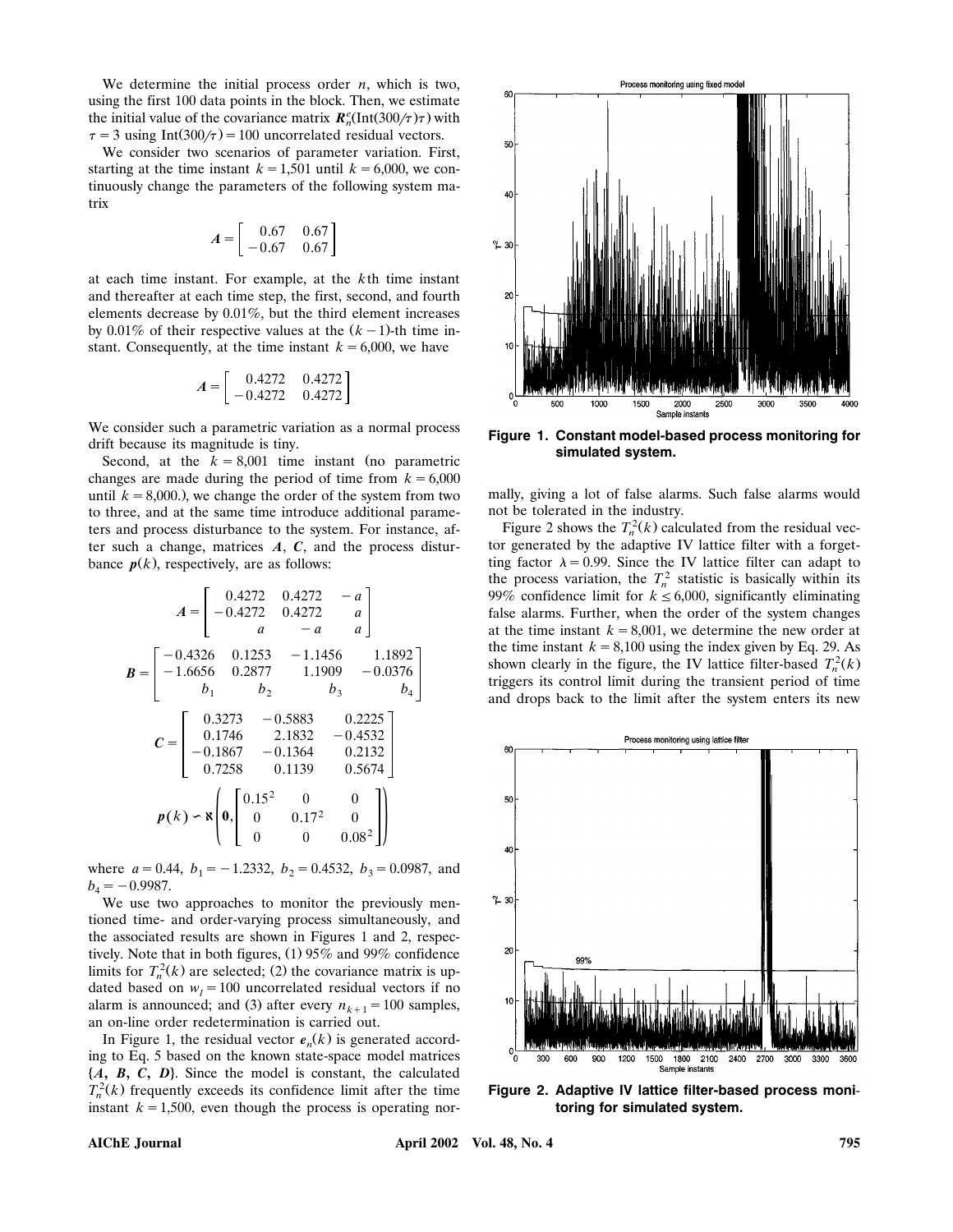We determine the initial process order $n$, which is two, using the first 100 data points in the block. Then, we estimate the initial value of the covariance matrix $\boldsymbol{R}_n^e(\mathrm{Int}(300/\tau)\tau)$ with $\tau = 3$ using $\mathrm{Int}(300/\tau) = 100$ uncorrelated residual vectors.

We consider two scenarios of parameter variation. First, starting at the time instant $k = 1{,}501$ until $k = 6{,}000$, we continuously change the parameters of the following system matrix

$$\boldsymbol{A} = \begin{bmatrix} 0.67 & 0.67 \\ -0.67 & 0.67 \end{bmatrix}$$

at each time instant. For example, at the $k$th time instant and thereafter at each time step, the first, second, and fourth elements decrease by 0.01%, but the third element increases by 0.01% of their respective values at the $(k-1)$-th time instant. Consequently, at the time instant $k = 6{,}000$, we have

$$\boldsymbol{A} = \begin{bmatrix} 0.4272 & 0.4272 \\ -0.4272 & 0.4272 \end{bmatrix}$$

We consider such a parametric variation as a normal process drift because its magnitude is tiny.

Second, at the $k = 8{,}001$ time instant (no parametric changes are made during the period of time from $k = 6{,}000$ until $k = 8{,}000$.), we change the order of the system from two to three, and at the same time introduce additional parameters and process disturbance to the system. For instance, after such a change, matrices $\boldsymbol{A}$, $\boldsymbol{C}$, and the process disturbance $\boldsymbol{p}(k)$, respectively, are as follows:

$$\boldsymbol{A} = \begin{bmatrix} 0.4272 & 0.4272 & -a \\ -0.4272 & 0.4272 & a \\ a & -a & a \end{bmatrix}$$

$$\boldsymbol{B} = \begin{bmatrix} -0.4326 & 0.1253 & -1.1456 & 1.1892 \\ -1.6656 & 0.2877 & 1.1909 & -0.0376 \\ b_1 & b_2 & b_3 & b_4 \end{bmatrix}$$

$$\boldsymbol{C} = \begin{bmatrix} 0.3273 & -0.5883 & 0.2225 \\ 0.1746 & 2.1832 & -0.4532 \\ -0.1867 & -0.1364 & 0.2132 \\ 0.7258 & 0.1139 & 0.5674 \end{bmatrix}$$

$$\boldsymbol{p}(k) \backsim \aleph\left(\boldsymbol{0}, \begin{bmatrix} 0.15^2 & 0 & 0 \\ 0 & 0.17^2 & 0 \\ 0 & 0 & 0.08^2 \end{bmatrix}\right)$$

where $a = 0.44$, $b_1 = -1.2332$, $b_2 = 0.4532$, $b_3 = 0.0987$, and $b_4 = -0.9987$.

We use two approaches to monitor the previously mentioned time- and order-varying process simultaneously, and the associated results are shown in Figures 1 and 2, respectively. Note that in both figures, (1) 95% and 99% confidence limits for $T_n^2(k)$ are selected; (2) the covariance matrix is updated based on $w_l = 100$ uncorrelated residual vectors if no alarm is announced; and (3) after every $n_{k+1} = 100$ samples, an on-line order redetermination is carried out.

In Figure 1, the residual vector $\boldsymbol{e}_n(k)$ is generated according to Eq. 5 based on the known state-space model matrices $\{\boldsymbol{A}, \boldsymbol{B}, \boldsymbol{C}, \boldsymbol{D}\}$. Since the model is constant, the calculated $T_n^2(k)$ frequently exceeds its confidence limit after the time instant $k = 1{,}500$, even though the process is operating normally, giving a lot of false alarms. Such false alarms would not be tolerated in the industry.

**Figure 1. Constant model-based process monitoring for simulated system.**

Figure 2 shows the $T_n^2(k)$ calculated from the residual vector generated by the adaptive IV lattice filter with a forgetting factor $\lambda = 0.99$. Since the IV lattice filter can adapt to the process variation, the $T_n^2$ statistic is basically within its 99% confidence limit for $k \leq 6{,}000$, significantly eliminating false alarms. Further, when the order of the system changes at the time instant $k = 8{,}001$, we determine the new order at the time instant $k = 8{,}100$ using the index given by Eq. 29. As shown clearly in the figure, the IV lattice filter-based $T_n^2(k)$ triggers its control limit during the transient period of time and drops back to the limit after the system enters its new

**Figure 2. Adaptive IV lattice filter-based process monitoring for simulated system.**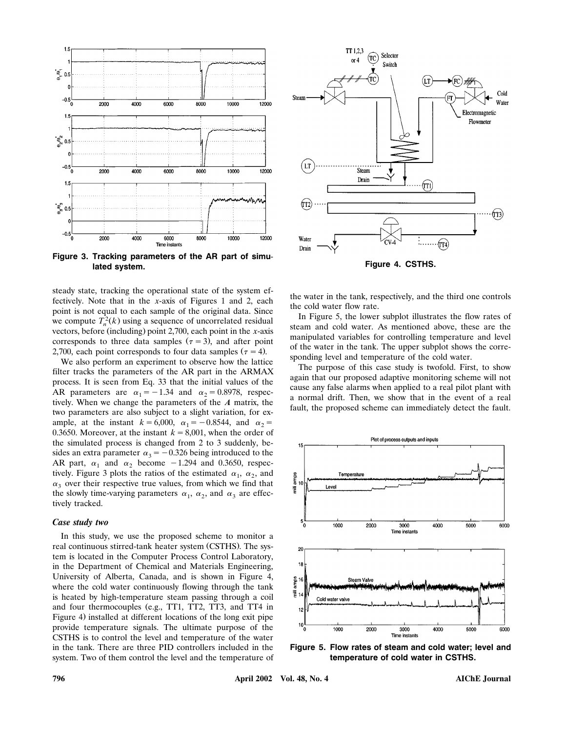Figure 3. Tracking parameters of the AR part of simulated system.

Figure 4. CSTHS.

steady state, tracking the operational state of the system effectively. Note that in the $x$-axis of Figures 1 and 2, each point is not equal to each sample of the original data. Since we compute $T_n^2(k)$ using a sequence of uncorrelated residual vectors, before (including) point 2,700, each point in the $x$-axis corresponds to three data samples ($\tau = 3$), and after point 2,700, each point corresponds to four data samples ($\tau = 4$).

We also perform an experiment to observe how the lattice filter tracks the parameters of the AR part in the ARMAX process. It is seen from Eq. 33 that the initial values of the AR parameters are $\alpha_1 = -1.34$ and $\alpha_2 = 0.8978$, respectively. When we change the parameters of the $\boldsymbol{A}$ matrix, the two parameters are also subject to a slight variation, for example, at the instant $k = 6{,}000$, $\alpha_1 = -0.8544$, and $\alpha_2 = 0.3650$. Moreover, at the instant $k = 8{,}001$, when the order of the simulated process is changed from 2 to 3 suddenly, besides an extra parameter $\alpha_3 = -0.326$ being introduced to the AR part, $\alpha_1$ and $\alpha_2$ become $-1.294$ and 0.3650, respectively. Figure 3 plots the ratios of the estimated $\alpha_1$, $\alpha_2$, and $\alpha_3$ over their respective true values, from which we find that the slowly time-varying parameters $\alpha_1$, $\alpha_2$, and $\alpha_3$ are effectively tracked.

### *Case study two*

In this study, we use the proposed scheme to monitor a real continuous stirred-tank heater system (CSTHS). The system is located in the Computer Process Control Laboratory, in the Department of Chemical and Materials Engineering, University of Alberta, Canada, and is shown in Figure 4, where the cold water continuously flowing through the tank is heated by high-temperature steam passing through a coil and four thermocouples (e.g., TT1, TT2, TT3, and TT4 in Figure 4) installed at different locations of the long exit pipe provide temperature signals. The ultimate purpose of the CSTHS is to control the level and temperature of the water in the tank. There are three PID controllers included in the system. Two of them control the level and the temperature of the water in the tank, respectively, and the third one controls the cold water flow rate.

In Figure 5, the lower subplot illustrates the flow rates of steam and cold water. As mentioned above, these are the manipulated variables for controlling temperature and level of the water in the tank. The upper subplot shows the corresponding level and temperature of the cold water.

The purpose of this case study is twofold. First, to show again that our proposed adaptive monitoring scheme will not cause any false alarms when applied to a real pilot plant with a normal drift. Then, we show that in the event of a real fault, the proposed scheme can immediately detect the fault.

Figure 5. Flow rates of steam and cold water; level and temperature of cold water in CSTHS.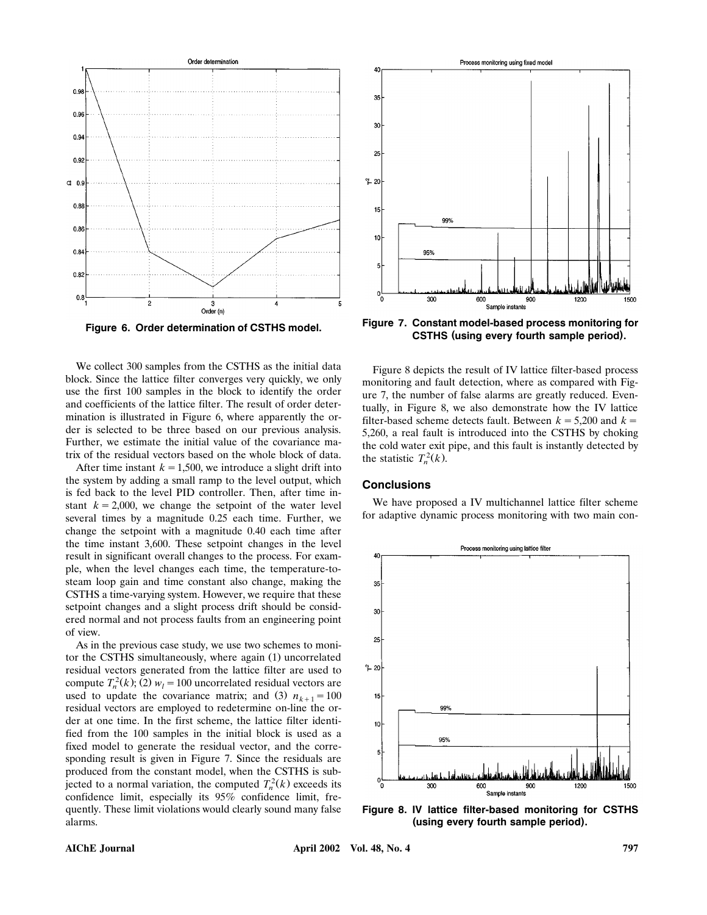Figure 6. Order determination of CSTHS model.

Figure 7. Constant model-based process monitoring for CSTHS (using every fourth sample period).

We collect 300 samples from the CSTHS as the initial data block. Since the lattice filter converges very quickly, we only use the first 100 samples in the block to identify the order and coefficients of the lattice filter. The result of order determination is illustrated in Figure 6, where apparently the order is selected to be three based on our previous analysis. Further, we estimate the initial value of the covariance matrix of the residual vectors based on the whole block of data.

After time instant $k = 1{,}500$, we introduce a slight drift into the system by adding a small ramp to the level output, which is fed back to the level PID controller. Then, after time instant $k = 2{,}000$, we change the setpoint of the water level several times by a magnitude 0.25 each time. Further, we change the setpoint with a magnitude 0.40 each time after the time instant 3,600. These setpoint changes in the level result in significant overall changes to the process. For example, when the level changes each time, the temperature-to-steam loop gain and time constant also change, making the CSTHS a time-varying system. However, we require that these setpoint changes and a slight process drift should be considered normal and not process faults from an engineering point of view.

As in the previous case study, we use two schemes to monitor the CSTHS simultaneously, where again (1) uncorrelated residual vectors generated from the lattice filter are used to compute $T_n^2(k)$; (2) $w_l = 100$ uncorrelated residual vectors are used to update the covariance matrix; and (3) $n_{k+1} = 100$ residual vectors are employed to redetermine on-line the order at one time. In the first scheme, the lattice filter identified from the 100 samples in the initial block is used as a fixed model to generate the residual vector, and the corresponding result is given in Figure 7. Since the residuals are produced from the constant model, when the CSTHS is subjected to a normal variation, the computed $T_n^2(k)$ exceeds its confidence limit, especially its 95% confidence limit, frequently. These limit violations would clearly sound many false alarms.

Figure 8 depicts the result of IV lattice filter-based process monitoring and fault detection, where as compared with Figure 7, the number of false alarms are greatly reduced. Eventually, in Figure 8, we also demonstrate how the IV lattice filter-based scheme detects fault. Between $k = 5{,}200$ and $k = 5{,}260$, a real fault is introduced into the CSTHS by choking the cold water exit pipe, and this fault is instantly detected by the statistic $T_n^2(k)$.

## Conclusions

We have proposed a IV multichannel lattice filter scheme for adaptive dynamic process monitoring with two main con-

Figure 8. IV lattice filter-based monitoring for CSTHS (using every fourth sample period).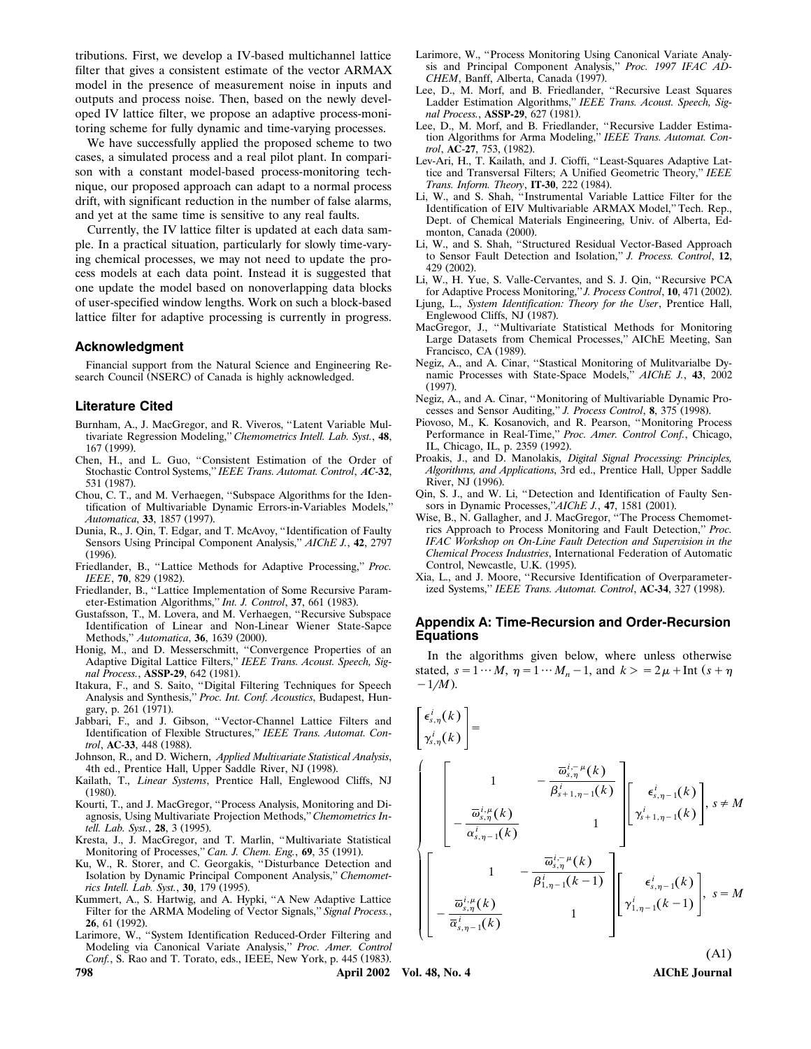tributions. First, we develop a IV-based multichannel lattice filter that gives a consistent estimate of the vector ARMAX model in the presence of measurement noise in inputs and outputs and process noise. Then, based on the newly developed IV lattice filter, we propose an adaptive process-monitoring scheme for fully dynamic and time-varying processes.

We have successfully applied the proposed scheme to two cases, a simulated process and a real pilot plant. In comparison with a constant model-based process-monitoring technique, our proposed approach can adapt to a normal process drift, with significant reduction in the number of false alarms, and yet at the same time is sensitive to any real faults.

Currently, the IV lattice filter is updated at each data sample. In a practical situation, particularly for slowly time-varying chemical processes, we may not need to update the process models at each data point. Instead it is suggested that one update the model based on nonoverlapping data blocks of user-specified window lengths. Work on such a block-based lattice filter for adaptive processing is currently in progress.

## Acknowledgment

Financial support from the Natural Science and Engineering Research Council (NSERC) of Canada is highly acknowledged.

## Literature Cited

Burnham, A., J. MacGregor, and R. Viveros, "Latent Variable Multivariate Regression Modeling," *Chemometrics Intell. Lab. Syst.*, **48**, 167 (1999).

Chen, H., and L. Guo, "Consistent Estimation of the Order of Stochastic Control Systems," *IEEE Trans. Automat. Control*, *AC*-**32**, 531 (1987).

Chou, C. T., and M. Verhaegen, "Subspace Algorithms for the Identification of Multivariable Dynamic Errors-in-Variables Models," *Automatica*, **33**, 1857 (1997).

Dunia, R., J. Qin, T. Edgar, and T. McAvoy, "Identification of Faulty Sensors Using Principal Component Analysis," *AIChE J.*, **42**, 2797 (1996).

Friedlander, B., "Lattice Methods for Adaptive Processing," *Proc. IEEE*, **70**, 829 (1982).

Friedlander, B., "Lattice Implementation of Some Recursive Parameter-Estimation Algorithms," *Int. J. Control*, **37**, 661 (1983).

Gustafsson, T., M. Lovera, and M. Verhaegen, "Recursive Subspace Identification of Linear and Non-Linear Wiener State-Sapce Methods," *Automatica*, **36**, 1639 (2000).

Honig, M., and D. Messerschmitt, "Convergence Properties of an Adaptive Digital Lattice Filters," *IEEE Trans. Acoust. Speech, Signal Process.*, **ASSP-29**, 642 (1981).

Itakura, F., and S. Saito, "Digital Filtering Techniques for Speech Analysis and Synthesis," *Proc. Int. Conf. Acoustics*, Budapest, Hungary, p. 261 (1971).

Jabbari, F., and J. Gibson, "Vector-Channel Lattice Filters and Identification of Flexible Structures," *IEEE Trans. Automat. Control*, **AC-33**, 448 (1988).

Johnson, R., and D. Wichern, *Applied Multivariate Statistical Analysis*, 4th ed., Prentice Hall, Upper Saddle River, NJ (1998).

Kailath, T., *Linear Systems*, Prentice Hall, Englewood Cliffs, NJ (1980).

Kourti, T., and J. MacGregor, "Process Analysis, Monitoring and Diagnosis, Using Multivariate Projection Methods," *Chemometrics Intell. Lab. Syst.*, **28**, 3 (1995).

Kresta, J., J. MacGregor, and T. Marlin, "Multivariate Statistical Monitoring of Processes," *Can. J. Chem. Eng.*, **69**, 35 (1991).

Ku, W., R. Storer, and C. Georgakis, "Disturbance Detection and Isolation by Dynamic Principal Component Analysis," *Chemometrics Intell. Lab. Syst.*, **30**, 179 (1995).

Kummert, A., S. Hartwig, and A. Hypki, "A New Adaptive Lattice Filter for the ARMA Modeling of Vector Signals," *Signal Process.*, **26**, 61 (1992).

Larimore, W., "System Identification Reduced-Order Filtering and Modeling via Canonical Variate Analysis," *Proc. Amer. Control Conf.*, S. Rao and T. Torato, eds., IEEE, New York, p. 445 (1983).

Larimore, W., "Process Monitoring Using Canonical Variate Analysis and Principal Component Analysis," *Proc. 1997 IFAC ADCHEM*, Banff, Alberta, Canada (1997).

Lee, D., M. Morf, and B. Friedlander, "Recursive Least Squares Ladder Estimation Algorithms," *IEEE Trans. Acoust. Speech, Signal Process.*, **ASSP-29**, 627 (1981).

Lee, D., M. Morf, and B. Friedlander, "Recursive Ladder Estimation Algorithms for Arma Modeling," *IEEE Trans. Automat. Control*, **AC-27**, 753, (1982).

Lev-Ari, H., T. Kailath, and J. Cioffi, "Least-Squares Adaptive Lattice and Transversal Filters; A Unified Geometric Theory," *IEEE Trans. Inform. Theory*, **IT-30**, 222 (1984).

Li, W., and S. Shah, "Instrumental Variable Lattice Filter for the Identification of EIV Multivariable ARMAX Model," Tech. Rep., Dept. of Chemical Materials Engineering, Univ. of Alberta, Edmonton, Canada (2000).

Li, W., and S. Shah, "Structured Residual Vector-Based Approach to Sensor Fault Detection and Isolation," *J. Process. Control*, **12**, 429 (2002).

Li, W., H. Yue, S. Valle-Cervantes, and S. J. Qin, "Recursive PCA for Adaptive Process Monitoring," *J. Process Control*, **10**, 471 (2002).

Ljung, L., *System Identification: Theory for the User*, Prentice Hall, Englewood Cliffs, NJ (1987).

MacGregor, J., "Multivariate Statistical Methods for Monitoring Large Datasets from Chemical Processes," AIChE Meeting, San Francisco, CA (1989).

Negiz, A., and A. Cinar, "Stastical Monitoring of Mulitvarialbe Dynamic Processes with State-Space Models," *AIChE J.*, **43**, 2002 (1997).

Negiz, A., and A. Cinar, "Monitoring of Multivariable Dynamic Processes and Sensor Auditing," *J. Process Control*, **8**, 375 (1998).

Piovoso, M., K. Kosanovich, and R. Pearson, "Monitoring Process Performance in Real-Time," *Proc. Amer. Control Conf.*, Chicago, IL, Chicago, IL, p. 2359 (1992).

Proakis, J., and D. Manolakis, *Digital Signal Processing: Principles, Algorithms, and Applications*, 3rd ed., Prentice Hall, Upper Saddle River, NJ (1996).

Qin, S. J., and W. Li, "Detection and Identification of Faulty Sensors in Dynamic Processes,"*AIChE J.*, **47**, 1581 (2001).

Wise, B., N. Gallagher, and J. MacGregor, "The Process Chemometrics Approach to Process Monitoring and Fault Detection," *Proc. IFAC Workshop on On-Line Fault Detection and Supervision in the Chemical Process Industries*, International Federation of Automatic Control, Newcastle, U.K. (1995).

Xia, L., and J. Moore, "Recursive Identification of Overparameterized Systems," *IEEE Trans. Automat. Control*, **AC-34**, 327 (1998).

## Appendix A: Time-Recursion and Order-Recursion Equations

In the algorithms given below, where unless otherwise stated, $s = 1 \cdots M$, $\eta = 1 \cdots M_n - 1$, and $k >= 2\mu + \mathrm{Int}\,(s + \eta - 1/M)$.

$$
\begin{bmatrix} \epsilon_{s,\eta}^{i}(k) \\ \gamma_{s,\eta}^{i}(k) \end{bmatrix} =
\begin{cases}
\begin{bmatrix} 1 & -\dfrac{\overline{\omega}_{s,\eta}^{i,-\mu}(k)}{\beta_{s+1,\eta-1}^{i}(k)} \\ -\dfrac{\overline{\omega}_{s,\eta}^{i,\mu}(k)}{\alpha_{s,\eta-1}^{i}(k)} & 1 \end{bmatrix}
\begin{bmatrix} \epsilon_{s,\eta-1}^{i}(k) \\ \gamma_{s+1,\eta-1}^{i}(k) \end{bmatrix}, & s \neq M \\[2ex]
\begin{bmatrix} 1 & -\dfrac{\overline{\omega}_{s,\eta}^{i,-\mu}(k)}{\beta_{1,\eta-1}^{i}(k-1)} \\ -\dfrac{\overline{\omega}_{s,\eta}^{i,\mu}(k)}{\overline{\alpha}_{s,\eta-1}^{i}(k)} & 1 \end{bmatrix}
\begin{bmatrix} \epsilon_{s,\eta-1}^{i}(k) \\ \gamma_{1,\eta-1}^{i}(k-1) \end{bmatrix}, & s = M
\end{cases}
\tag{A1}
$$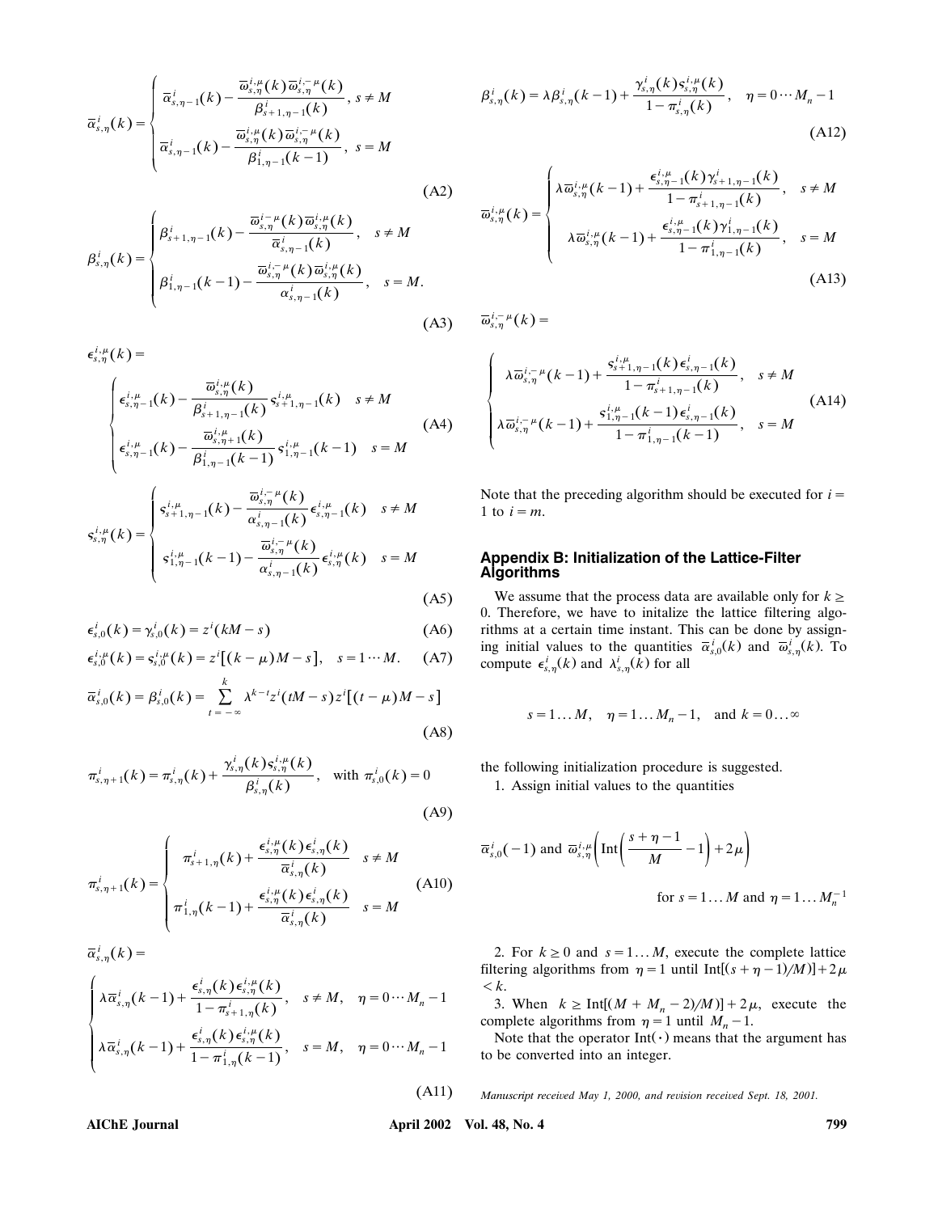$$\overline{\alpha}^i_{s,\eta}(k) = \begin{cases} \overline{\alpha}^i_{s,\eta-1}(k) - \dfrac{\overline{\omega}^{i,\mu}_{s,\eta}(k)\,\overline{\omega}^{i,-\mu}_{s,\eta}(k)}{\beta^i_{s+1,\eta-1}(k)}, & s \neq M \\[2ex] \overline{\alpha}^i_{s,\eta-1}(k) - \dfrac{\overline{\omega}^{i,\mu}_{s,\eta}(k)\,\overline{\omega}^{i,-\mu}_{s,\eta}(k)}{\beta^i_{1,\eta-1}(k-1)}, & s = M \end{cases} \tag{A2}$$

$$\beta^i_{s,\eta}(k) = \begin{cases} \beta^i_{s+1,\eta-1}(k) - \dfrac{\overline{\omega}^{i-\mu}_{s,\eta}(k)\,\overline{\omega}^{i,\mu}_{s,\eta}(k)}{\overline{\alpha}^i_{s,\eta-1}(k)}, & s \neq M \\[2ex] \beta^i_{1,\eta-1}(k-1) - \dfrac{\overline{\omega}^{i,-\mu}_{s,\eta}(k)\,\overline{\omega}^{i,\mu}_{s,\eta}(k)}{\alpha^i_{s,\eta-1}(k)}, & s = M. \end{cases} \tag{A3}$$

$$\epsilon^{i,\mu}_{s,\eta}(k) = \begin{cases} \epsilon^{i,\mu}_{s,\eta-1}(k) - \dfrac{\overline{\omega}^{i,\mu}_{s,\eta}(k)}{\beta^i_{s+1,\eta-1}(k)}\,\varsigma^{i,\mu}_{s+1,\eta-1}(k) & s \neq M \\[2ex] \epsilon^{i,\mu}_{s,\eta-1}(k) - \dfrac{\overline{\omega}^{i,\mu}_{s,\eta+1}(k)}{\beta^i_{1,\eta-1}(k-1)}\,\varsigma^{i,\mu}_{1,\eta-1}(k-1) & s = M \end{cases} \tag{A4}$$

$$\varsigma^{i,\mu}_{s,\eta}(k) = \begin{cases} \varsigma^{i,\mu}_{s+1,\eta-1}(k) - \dfrac{\overline{\omega}^{i,-\mu}_{s,\eta}(k)}{\alpha^i_{s,\eta-1}(k)}\,\epsilon^{i,\mu}_{s,\eta-1}(k) & s \neq M \\[2ex] \varsigma^{i,\mu}_{1,\eta-1}(k-1) - \dfrac{\overline{\omega}^{i,-\mu}_{s,\eta}(k)}{\alpha^i_{s,\eta-1}(k)}\,\epsilon^{i,\mu}_{s,\eta}(k) & s = M \end{cases} \tag{A5}$$

$$\epsilon^i_{s,0}(k) = \gamma^i_{s,0}(k) = z^i(kM - s) \tag{A6}$$

$$\epsilon^{i,\mu}_{s,0}(k) = \varsigma^{i,\mu}_{s,0}(k) = z^i[(k-\mu)M - s], \quad s = 1 \cdots M. \tag{A7}$$

$$\overline{\alpha}^i_{s,0}(k) = \beta^i_{s,0}(k) = \sum_{t=-\infty}^{k} \lambda^{k-t} z^i(tM - s)\, z^i[(t-\mu)M - s] \tag{A8}$$

$$\pi^i_{s,\eta+1}(k) = \pi^i_{s,\eta}(k) + \frac{\gamma^i_{s,\eta}(k)\,\varsigma^{i,\mu}_{s,\eta}(k)}{\beta^i_{s,\eta}(k)}, \quad \text{with } \pi^i_{s,0}(k) = 0 \tag{A9}$$

$$\pi^i_{s,\eta+1}(k) = \begin{cases} \pi^i_{s+1,\eta}(k) + \dfrac{\epsilon^{i,\mu}_{s,\eta}(k)\,\epsilon^i_{s,\eta}(k)}{\overline{\alpha}^i_{s,\eta}(k)} & s \neq M \\[2ex] \pi^i_{1,\eta}(k-1) + \dfrac{\epsilon^{i,\mu}_{s,\eta}(k)\,\epsilon^i_{s,\eta}(k)}{\overline{\alpha}^i_{s,\eta}(k)} & s = M \end{cases} \tag{A10}$$

$$\overline{\alpha}^i_{s,\eta}(k) = \begin{cases} \lambda\overline{\alpha}^i_{s,\eta}(k-1) + \dfrac{\epsilon^i_{s,\eta}(k)\,\epsilon^{i,\mu}_{s,\eta}(k)}{1 - \pi^i_{s+1,\eta}(k)}, & s \neq M, \quad \eta = 0 \cdots M_n - 1 \\[2ex] \lambda\overline{\alpha}^i_{s,\eta}(k-1) + \dfrac{\epsilon^i_{s,\eta}(k)\,\epsilon^{i,\mu}_{s,\eta}(k)}{1 - \pi^i_{1,\eta}(k-1)}, & s = M, \quad \eta = 0 \cdots M_n - 1 \end{cases} \tag{A11}$$

$$\beta^i_{s,\eta}(k) = \lambda\beta^i_{s,\eta}(k-1) + \frac{\gamma^i_{s,\eta}(k)\,\varsigma^{i,\mu}_{s,\eta}(k)}{1 - \pi^i_{s,\eta}(k)}, \quad \eta = 0 \cdots M_n - 1 \tag{A12}$$

$$\overline{\omega}^{i,\mu}_{s,\eta}(k) = \begin{cases} \lambda\overline{\omega}^{i,\mu}_{s,\eta}(k-1) + \dfrac{\epsilon^{i,\mu}_{s,\eta-1}(k)\,\gamma^i_{s+1,\eta-1}(k)}{1 - \pi^i_{s+1,\eta-1}(k)}, & s \neq M \\[2ex] \lambda\overline{\omega}^{i,\mu}_{s,\eta}(k-1) + \dfrac{\epsilon^{i,\mu}_{s,\eta-1}(k)\,\gamma^i_{1,\eta-1}(k)}{1 - \pi^i_{1,\eta-1}(k)}, & s = M \end{cases} \tag{A13}$$

$$\overline{\omega}^{i,-\mu}_{s,\eta}(k) = \begin{cases} \lambda\overline{\omega}^{i,-\mu}_{s,\eta}(k-1) + \dfrac{\varsigma^{i,\mu}_{s+1,\eta-1}(k)\,\epsilon^i_{s,\eta-1}(k)}{1 - \pi^i_{s+1,\eta-1}(k)}, & s \neq M \\[2ex] \lambda\overline{\omega}^{i,-\mu}_{s,\eta}(k-1) + \dfrac{\varsigma^{i,\mu}_{1,\eta-1}(k-1)\,\epsilon^i_{s,\eta-1}(k)}{1 - \pi^i_{1,\eta-1}(k-1)}, & s = M \end{cases} \tag{A14}$$

Note that the preceding algorithm should be executed for $i = 1$ to $i = m$.

## Appendix B: Initialization of the Lattice-Filter Algorithms

We assume that the process data are available only for $k \geq 0$. Therefore, we have to initalize the lattice filtering algorithms at a certain time instant. This can be done by assigning initial values to the quantities $\overline{\alpha}^i_{s,0}(k)$ and $\overline{\omega}^i_{s,\eta}(k)$. To compute $\epsilon^i_{s,\eta}(k)$ and $\lambda^i_{s,\eta}(k)$ for all

$$s = 1 \ldots M, \quad \eta = 1 \ldots M_n - 1, \quad \text{and } k = 0 \ldots \infty$$

the following initialization procedure is suggested.

1. Assign initial values to the quantities

$$\overline{\alpha}^i_{s,0}(-1) \text{ and } \overline{\omega}^{i,\mu}_{s,\eta}\left(\text{Int}\left(\frac{s+\eta-1}{M} - 1\right) + 2\mu\right)$$

$$\text{for } s = 1 \ldots M \text{ and } \eta = 1 \ldots M_n^{-1}$$

2. For $k \geq 0$ and $s = 1 \ldots M$, execute the complete lattice filtering algorithms from $\eta = 1$ until $\text{Int}[(s+\eta-1)/M)] + 2\mu < k$.

3. When $k \geq \text{Int}[(M + M_n - 2)/M)] + 2\mu$, execute the complete algorithms from $\eta = 1$ until $M_n - 1$.

Note that the operator $\text{Int}(\cdot)$ means that the argument has to be converted into an integer.

*Manuscript received May 1, 2000, and revision received Sept. 18, 2001.*